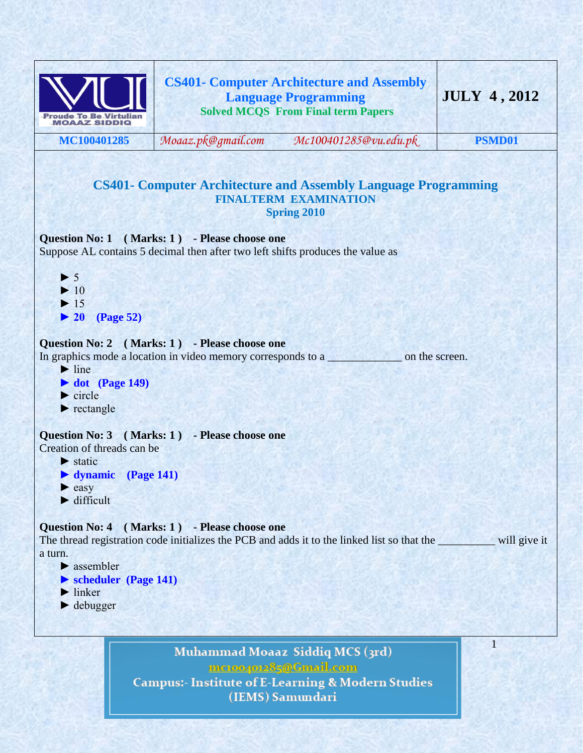| | **CS401- Computer Architecture and Assembly Language Programming**<br>**Solved MCQS From Final term Papers** | **JULY 4 , 2012** |
|---|---|---|
| **MC100401285** | *Moaaz.pk@gmail.com* *Mc100401285@vu.edu.pk* | **PSMD01** |

## CS401- Computer Architecture and Assembly Language Programming
### FINALTERM EXAMINATION
### Spring 2010

**Question No: 1 ( Marks: 1 ) - Please choose one**
Suppose AL contains 5 decimal then after two left shifts produces the value as

- ► 5
- ► 10
- ► 15
- ► **20 (Page 52)**

**Question No: 2 ( Marks: 1 ) - Please choose one**
In graphics mode a location in video memory corresponds to a _____________ on the screen.

- ► line
- ► **dot (Page 149)**
- ► circle
- ► rectangle

**Question No: 3 ( Marks: 1 ) - Please choose one**
Creation of threads can be

- ► static
- ► **dynamic (Page 141)**
- ► easy
- ► difficult

**Question No: 4 ( Marks: 1 ) - Please choose one**
The thread registration code initializes the PCB and adds it to the linked list so that the __________ will give it a turn.

- ► assembler
- ► **scheduler (Page 141)**
- ► linker
- ► debugger

Muhammad Moaaz Siddiq MCS (3rd)
mc100401285@Gmail.com
Campus:- Institute of E-Learning & Modern Studies (IEMS) Samundari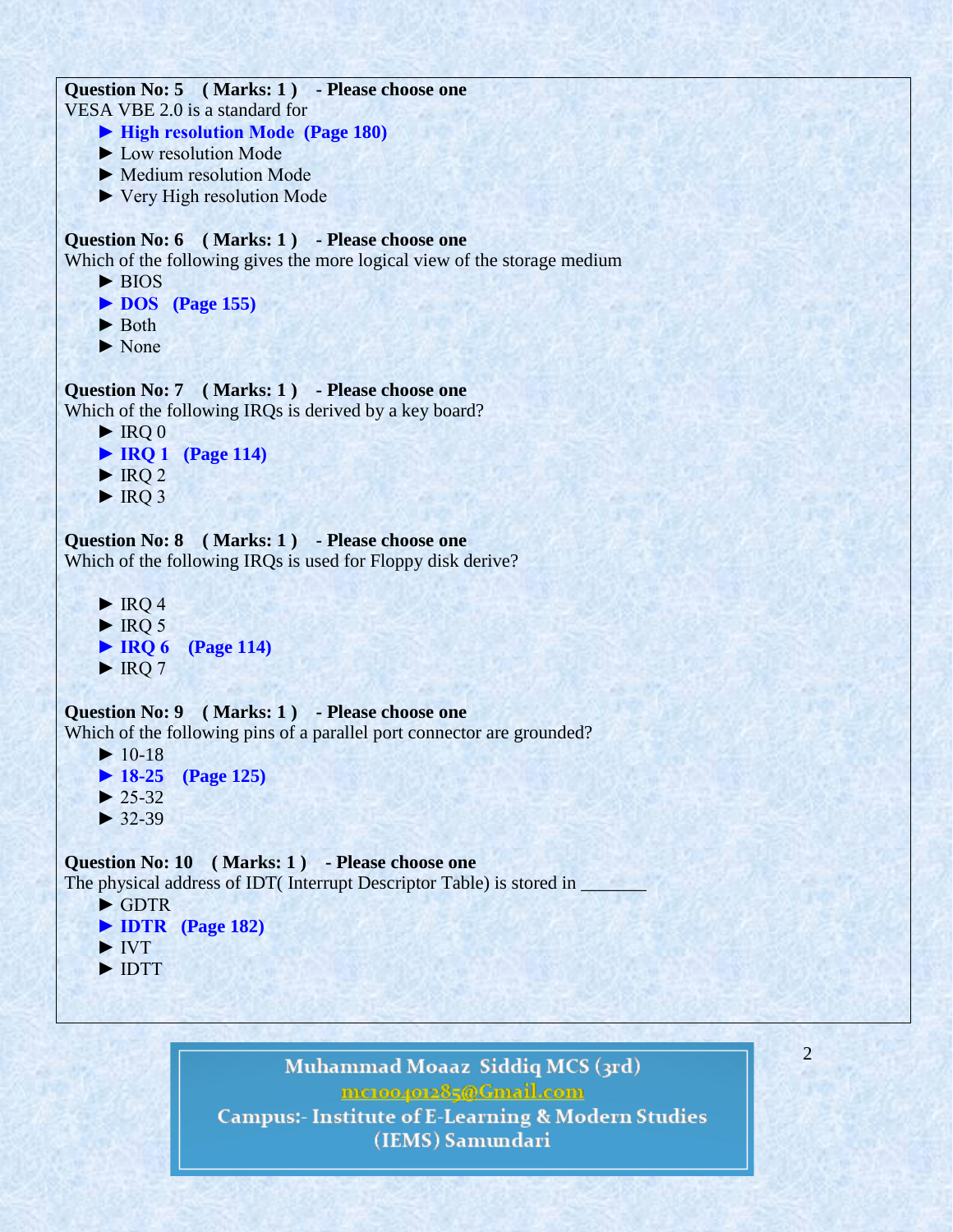**Question No: 5 ( Marks: 1 ) - Please choose one**

VESA VBE 2.0 is a standard for

- ► **High resolution Mode (Page 180)**
- ► Low resolution Mode
- ► Medium resolution Mode
- ► Very High resolution Mode

**Question No: 6 ( Marks: 1 ) - Please choose one**

Which of the following gives the more logical view of the storage medium

- ► BIOS
- ► **DOS (Page 155)**
- ► Both
- ► None

**Question No: 7 ( Marks: 1 ) - Please choose one**

Which of the following IRQs is derived by a key board?

- ► IRQ 0
- ► **IRQ 1 (Page 114)**
- ► IRQ 2
- ► IRQ 3

**Question No: 8 ( Marks: 1 ) - Please choose one**

Which of the following IRQs is used for Floppy disk derive?

- ► IRQ 4
- ► IRQ 5
- ► **IRQ 6 (Page 114)**
- ► IRQ 7

**Question No: 9 ( Marks: 1 ) - Please choose one**

Which of the following pins of a parallel port connector are grounded?

- ► 10-18
- ► **18-25 (Page 125)**
- ► 25-32
- ► 32-39

**Question No: 10 ( Marks: 1 ) - Please choose one**

The physical address of IDT( Interrupt Descriptor Table) is stored in _______

- ► GDTR
- ► **IDTR (Page 182)**
- ► IVT
- ► IDTT

Muhammad Moaaz Siddiq MCS (3rd)
mc100401285@Gmail.com
Campus:- Institute of E-Learning & Modern Studies (IEMS) Samundari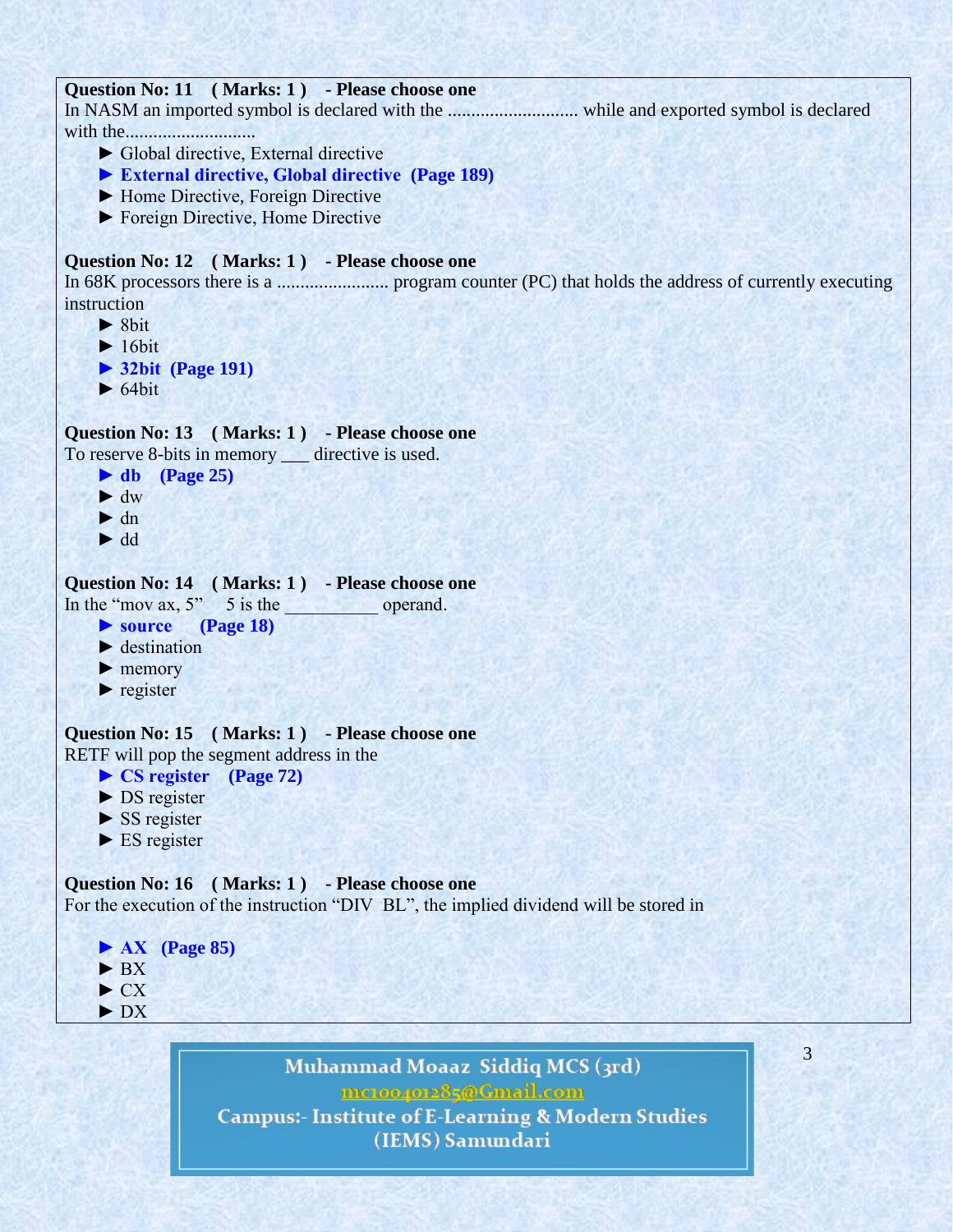**Question No: 11 ( Marks: 1 ) - Please choose one**

In NASM an imported symbol is declared with the ........................... while and exported symbol is declared with the...........................

► Global directive, External directive
► **External directive, Global directive (Page 189)**
► Home Directive, Foreign Directive
► Foreign Directive, Home Directive

**Question No: 12 ( Marks: 1 ) - Please choose one**

In 68K processors there is a ....................... program counter (PC) that holds the address of currently executing instruction

► 8bit
► 16bit
► **32bit (Page 191)**
► 64bit

**Question No: 13 ( Marks: 1 ) - Please choose one**

To reserve 8-bits in memory ___ directive is used.

► **db (Page 25)**
► dw
► dn
► dd

**Question No: 14 ( Marks: 1 ) - Please choose one**

In the "mov ax, 5" 5 is the __________ operand.

► **source (Page 18)**
► destination
► memory
► register

**Question No: 15 ( Marks: 1 ) - Please choose one**

RETF will pop the segment address in the

► **CS register (Page 72)**
► DS register
► SS register
► ES register

**Question No: 16 ( Marks: 1 ) - Please choose one**

For the execution of the instruction "DIV BL", the implied dividend will be stored in

► **AX (Page 85)**
► BX
► CX
► DX

Muhammad Moaaz Siddiq MCS (3rd)
mc100401285@Gmail.com
Campus:- Institute of E-Learning & Modern Studies (IEMS) Samundari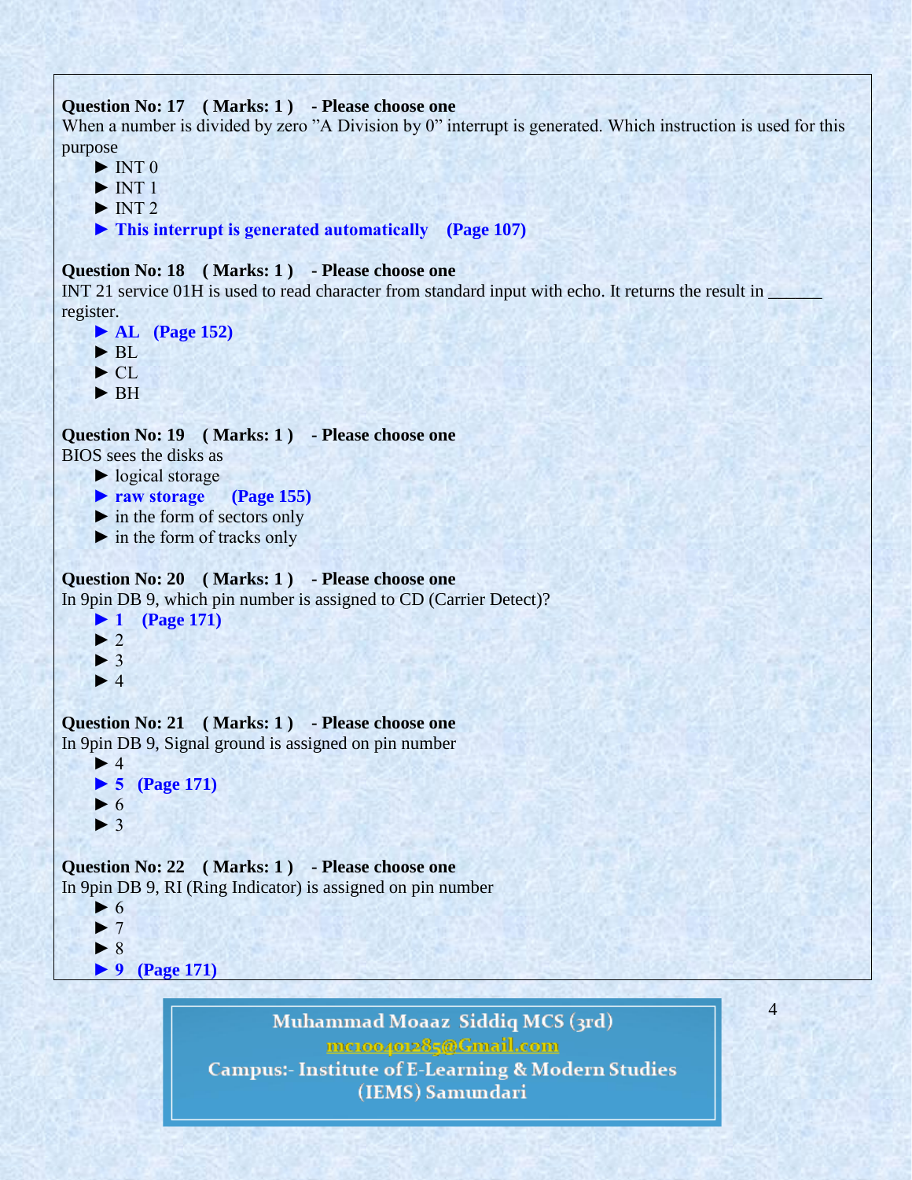**Question No: 17 ( Marks: 1 ) - Please choose one**

When a number is divided by zero "A Division by 0" interrupt is generated. Which instruction is used for this purpose

- ► INT 0
- ► INT 1
- ► INT 2
- ► **This interrupt is generated automatically (Page 107)**

**Question No: 18 ( Marks: 1 ) - Please choose one**

INT 21 service 01H is used to read character from standard input with echo. It returns the result in ______ register.

- ► **AL (Page 152)**
- ► BL
- ► CL
- ► BH

**Question No: 19 ( Marks: 1 ) - Please choose one**

BIOS sees the disks as

- ► logical storage
- ► **raw storage (Page 155)**
- ► in the form of sectors only
- ► in the form of tracks only

**Question No: 20 ( Marks: 1 ) - Please choose one**

In 9pin DB 9, which pin number is assigned to CD (Carrier Detect)?

- ► **1 (Page 171)**
- ► 2
- ► 3
- ► 4

**Question No: 21 ( Marks: 1 ) - Please choose one**

In 9pin DB 9, Signal ground is assigned on pin number

- ► 4
- ► **5 (Page 171)**
- ► 6
- ► 3

**Question No: 22 ( Marks: 1 ) - Please choose one**

In 9pin DB 9, RI (Ring Indicator) is assigned on pin number

- ► 6
- ► 7
- ► 8
- ► **9 (Page 171)**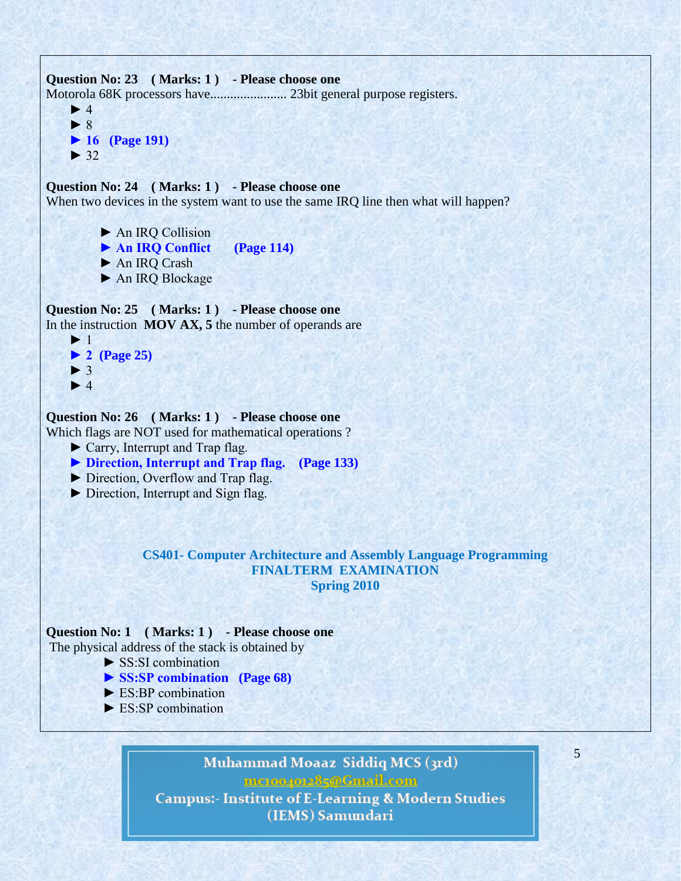**Question No: 23 ( Marks: 1 ) - Please choose one**

Motorola 68K processors have....................... 23bit general purpose registers.

► 4

► 8

► **16 (Page 191)**

► 32

**Question No: 24 ( Marks: 1 ) - Please choose one**

When two devices in the system want to use the same IRQ line then what will happen?

► An IRQ Collision

► **An IRQ Conflict (Page 114)**

► An IRQ Crash

► An IRQ Blockage

**Question No: 25 ( Marks: 1 ) - Please choose one**

In the instruction **MOV AX, 5** the number of operands are

► 1

► **2 (Page 25)**

► 3

► 4

**Question No: 26 ( Marks: 1 ) - Please choose one**

Which flags are NOT used for mathematical operations ?

► Carry, Interrupt and Trap flag.

► **Direction, Interrupt and Trap flag. (Page 133)**

► Direction, Overflow and Trap flag.

► Direction, Interrupt and Sign flag.

## CS401- Computer Architecture and Assembly Language Programming
## FINALTERM EXAMINATION
## Spring 2010

**Question No: 1 ( Marks: 1 ) - Please choose one**

The physical address of the stack is obtained by

► SS:SI combination

► **SS:SP combination (Page 68)**

► ES:BP combination

► ES:SP combination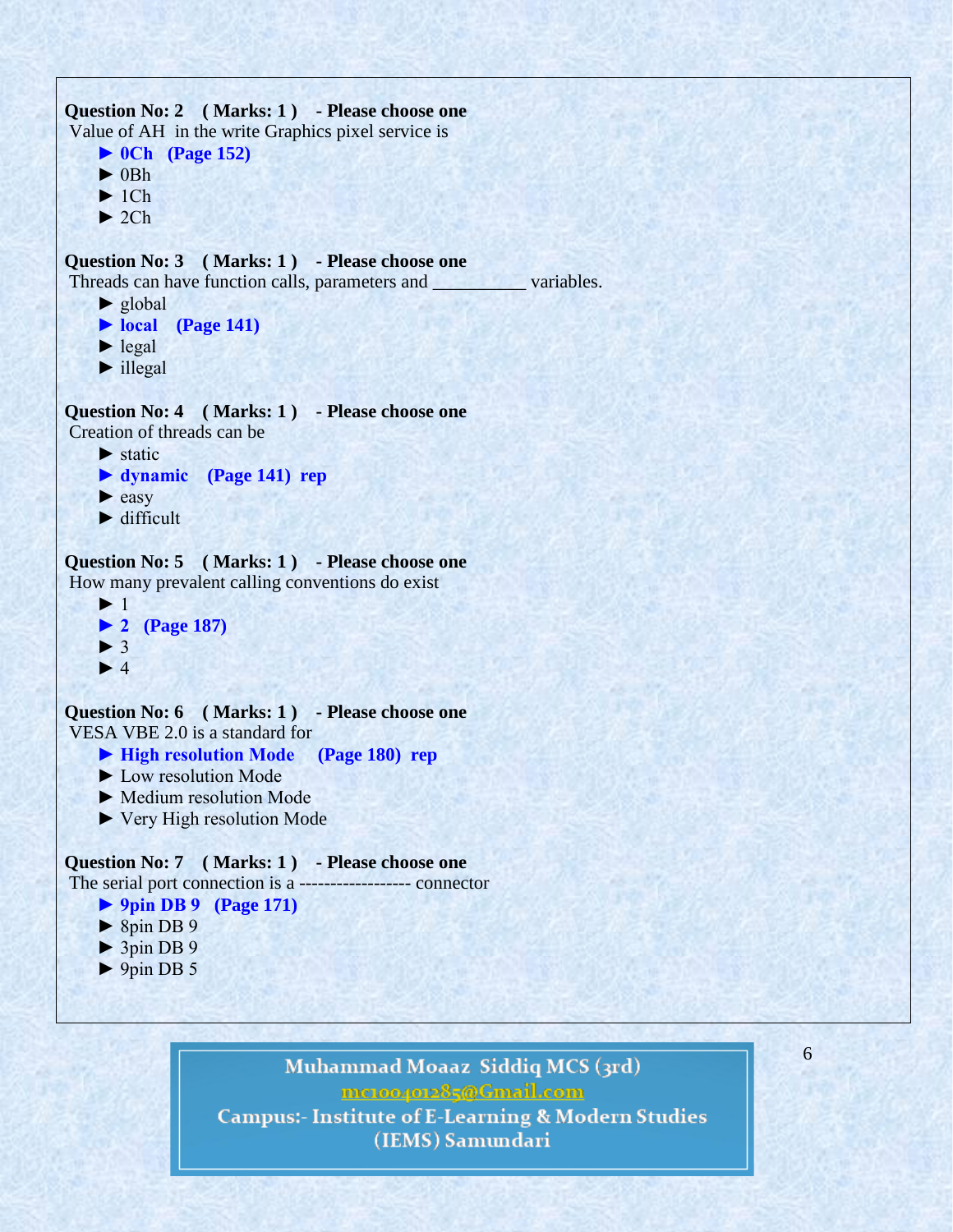**Question No: 2 ( Marks: 1 ) - Please choose one**

Value of AH in the write Graphics pixel service is

- ► **0Ch (Page 152)**
- ► 0Bh
- ► 1Ch
- ► 2Ch

**Question No: 3 ( Marks: 1 ) - Please choose one**

Threads can have function calls, parameters and __________ variables.

- ► global
- ► **local (Page 141)**
- ► legal
- ► illegal

**Question No: 4 ( Marks: 1 ) - Please choose one**

Creation of threads can be

- ► static
- ► **dynamic (Page 141) rep**
- ► easy
- ► difficult

**Question No: 5 ( Marks: 1 ) - Please choose one**

How many prevalent calling conventions do exist

- ► 1
- ► **2 (Page 187)**
- ► 3
- ► 4

**Question No: 6 ( Marks: 1 ) - Please choose one**

VESA VBE 2.0 is a standard for

- ► **High resolution Mode (Page 180) rep**
- ► Low resolution Mode
- ► Medium resolution Mode
- ► Very High resolution Mode

**Question No: 7 ( Marks: 1 ) - Please choose one**

The serial port connection is a ------------------ connector

- ► **9pin DB 9 (Page 171)**
- ► 8pin DB 9
- ► 3pin DB 9
- ► 9pin DB 5

Muhammad Moaaz Siddiq MCS (3rd)
mc100401285@Gmail.com
Campus:- Institute of E-Learning & Modern Studies
(IEMS) Samundari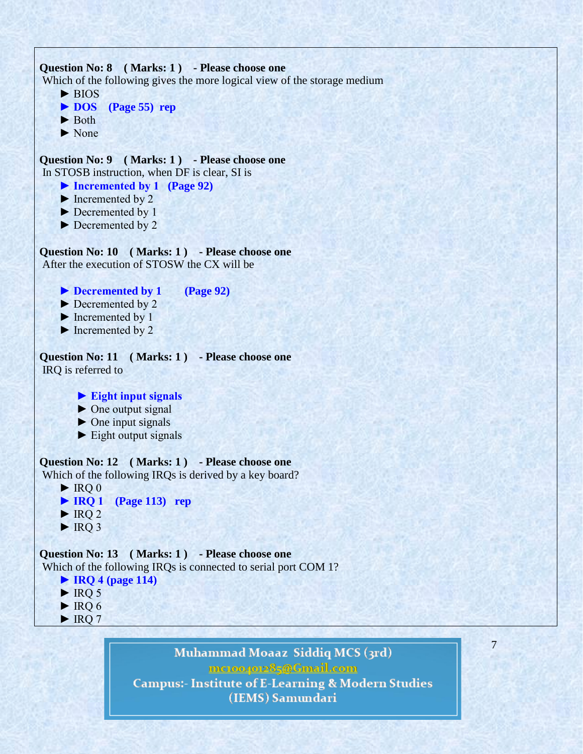**Question No: 8 ( Marks: 1 ) - Please choose one**

Which of the following gives the more logical view of the storage medium

- ► BIOS
- ► **DOS (Page 55) rep**
- ► Both
- ► None

**Question No: 9 ( Marks: 1 ) - Please choose one**

In STOSB instruction, when DF is clear, SI is

- ► **Incremented by 1 (Page 92)**
- ► Incremented by 2
- ► Decremented by 1
- ► Decremented by 2

**Question No: 10 ( Marks: 1 ) - Please choose one**

After the execution of STOSW the CX will be

- ► **Decremented by 1 (Page 92)**
- ► Decremented by 2
- ► Incremented by 1
- ► Incremented by 2

**Question No: 11 ( Marks: 1 ) - Please choose one**

IRQ is referred to

- ► **Eight input signals**
- ► One output signal
- ► One input signals
- ► Eight output signals

**Question No: 12 ( Marks: 1 ) - Please choose one**

Which of the following IRQs is derived by a key board?

- ► IRQ 0
- ► **IRQ 1 (Page 113) rep**
- ► IRQ 2
- ► IRQ 3

**Question No: 13 ( Marks: 1 ) - Please choose one**

Which of the following IRQs is connected to serial port COM 1?

- ► **IRQ 4 (page 114)**
- ► IRQ 5
- ► IRQ 6
- ► IRQ 7

Muhammad Moaaz Siddiq MCS (3rd)
mc100401285@Gmail.com
Campus:- Institute of E-Learning & Modern Studies (IEMS) Samundari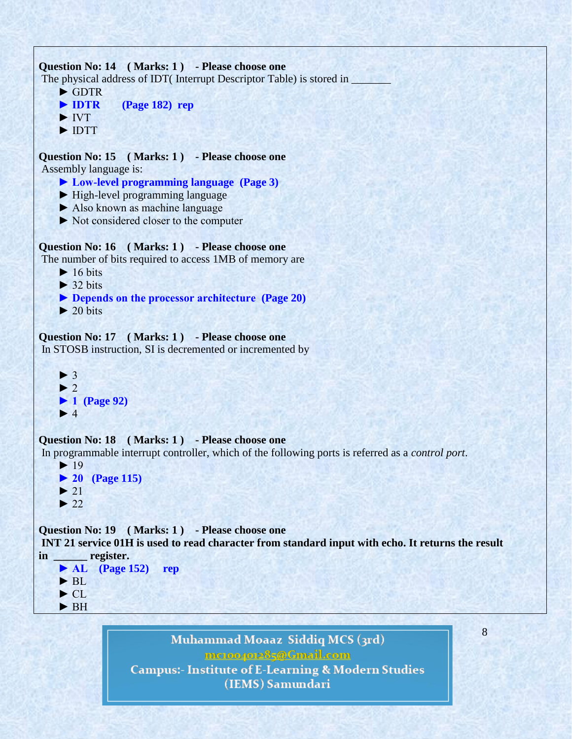**Question No: 14 ( Marks: 1 ) - Please choose one**

The physical address of IDT( Interrupt Descriptor Table) is stored in _______

- ► GDTR
- ► **IDTR (Page 182) rep**
- ► IVT
- ► IDTT

**Question No: 15 ( Marks: 1 ) - Please choose one**

Assembly language is:

- ► **Low-level programming language (Page 3)**
- ► High-level programming language
- ► Also known as machine language
- ► Not considered closer to the computer

**Question No: 16 ( Marks: 1 ) - Please choose one**

The number of bits required to access 1MB of memory are

- ► 16 bits
- ► 32 bits
- ► **Depends on the processor architecture (Page 20)**
- ► 20 bits

**Question No: 17 ( Marks: 1 ) - Please choose one**

In STOSB instruction, SI is decremented or incremented by

- ► 3
- ► 2
- ► **1 (Page 92)**
- ► 4

**Question No: 18 ( Marks: 1 ) - Please choose one**

In programmable interrupt controller, which of the following ports is referred as a *control port*.

- ► 19
- ► **20 (Page 115)**
- ► 21
- ► 22

**Question No: 19 ( Marks: 1 ) - Please choose one**

**INT 21 service 01H is used to read character from standard input with echo. It returns the result in ______ register.**

- ► **AL (Page 152) rep**
- ► BL
- ► CL
- ► BH

Muhammad Moaaz Siddiq MCS (3rd)
mc100401285@Gmail.com
Campus:- Institute of E-Learning & Modern Studies
(IEMS) Samundari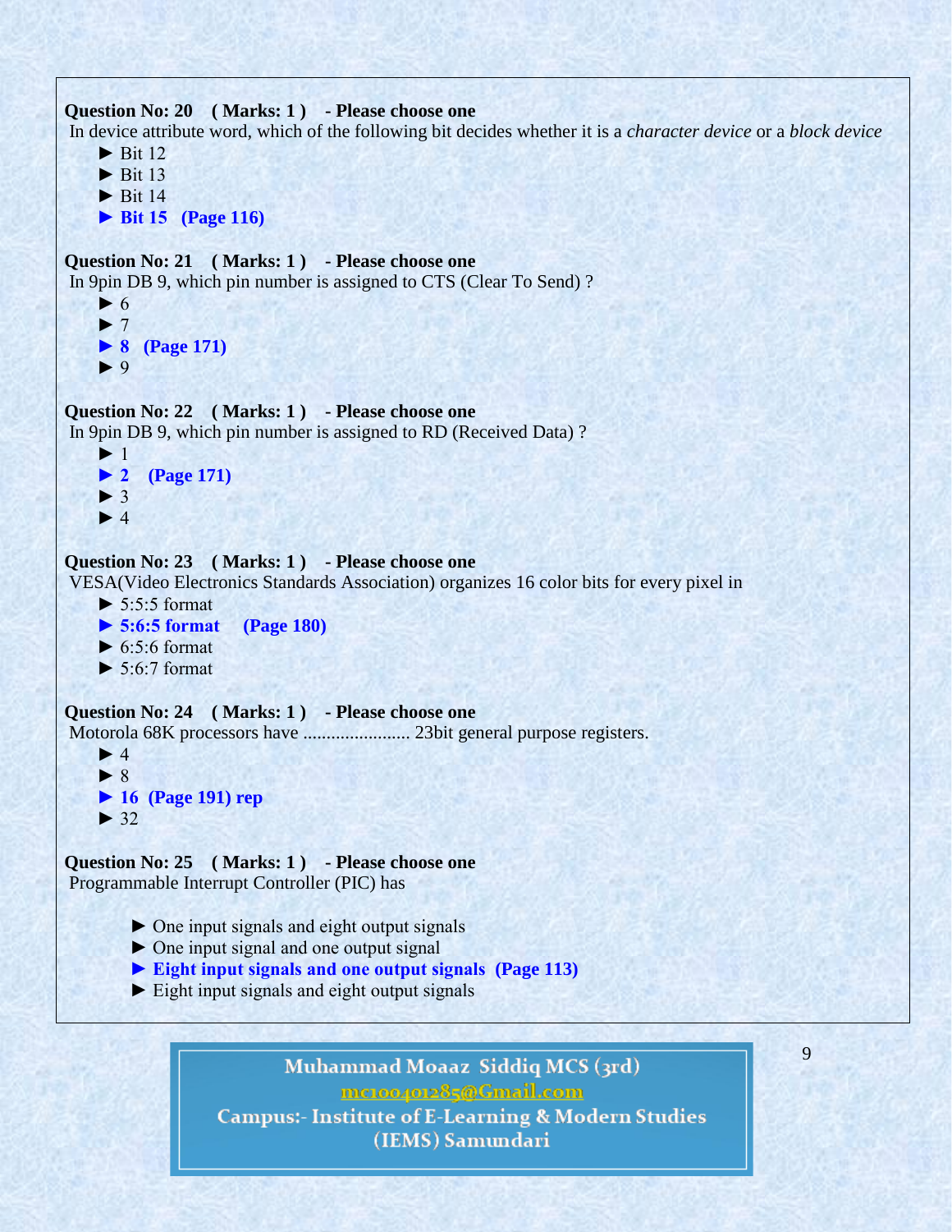**Question No: 20 ( Marks: 1 ) - Please choose one**

In device attribute word, which of the following bit decides whether it is a *character device* or a *block device*

- ► Bit 12
- ► Bit 13
- ► Bit 14
- **► Bit 15 (Page 116)**

**Question No: 21 ( Marks: 1 ) - Please choose one**

In 9pin DB 9, which pin number is assigned to CTS (Clear To Send) ?

- ► 6
- ► 7
- **► 8 (Page 171)**
- ► 9

**Question No: 22 ( Marks: 1 ) - Please choose one**

In 9pin DB 9, which pin number is assigned to RD (Received Data) ?

- ► 1
- **► 2 (Page 171)**
- ► 3
- ► 4

**Question No: 23 ( Marks: 1 ) - Please choose one**

VESA(Video Electronics Standards Association) organizes 16 color bits for every pixel in

- ► 5:5:5 format
- **► 5:6:5 format (Page 180)**
- ► 6:5:6 format
- ► 5:6:7 format

**Question No: 24 ( Marks: 1 ) - Please choose one**

Motorola 68K processors have ...................... 23bit general purpose registers.

- ► 4
- ► 8
- **► 16 (Page 191) rep**
- ► 32

**Question No: 25 ( Marks: 1 ) - Please choose one**

Programmable Interrupt Controller (PIC) has

- ► One input signals and eight output signals
- ► One input signal and one output signal
- **► Eight input signals and one output signals (Page 113)**
- ► Eight input signals and eight output signals

Muhammad Moaaz Siddiq MCS (3rd)
mc100401285@Gmail.com
Campus:- Institute of E-Learning & Modern Studies (IEMS) Samundari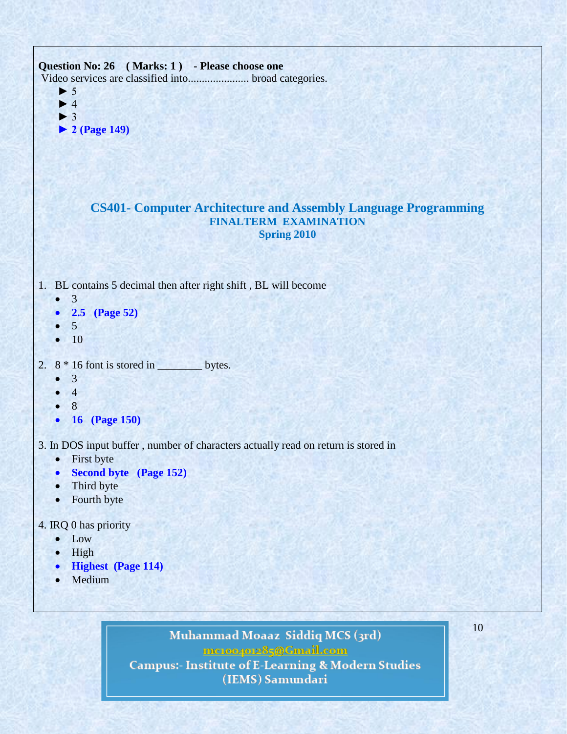**Question No: 26 ( Marks: 1 ) - Please choose one**

Video services are classified into...................... broad categories.

► 5
► 4
► 3
► **2 (Page 149)**

## CS401- Computer Architecture and Assembly Language Programming

### FINALTERM EXAMINATION

### Spring 2010

1. BL contains 5 decimal then after right shift , BL will become
   - 3
   - **2.5 (Page 52)**
   - 5
   - 10

2. 8 * 16 font is stored in ________ bytes.
   - 3
   - 4
   - 8
   - **16 (Page 150)**

3. In DOS input buffer , number of characters actually read on return is stored in
   - First byte
   - **Second byte (Page 152)**
   - Third byte
   - Fourth byte

4. IRQ 0 has priority
   - Low
   - High
   - **Highest (Page 114)**
   - Medium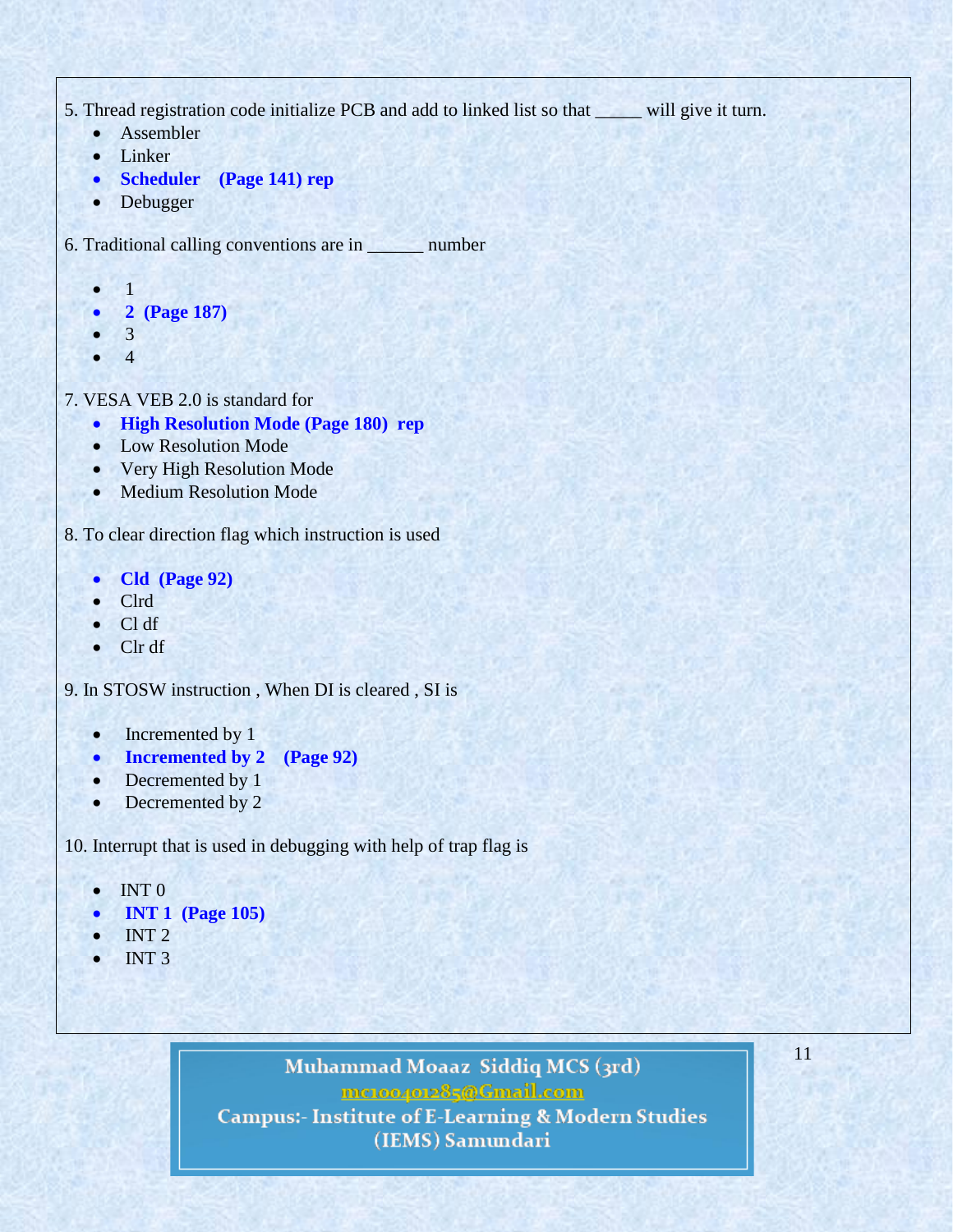5. Thread registration code initialize PCB and add to linked list so that _____ will give it turn.

- Assembler
- Linker
- **Scheduler (Page 141) rep**
- Debugger

6. Traditional calling conventions are in ______ number

- 1
- **2 (Page 187)**
- 3
- 4

7. VESA VEB 2.0 is standard for

- **High Resolution Mode (Page 180) rep**
- Low Resolution Mode
- Very High Resolution Mode
- Medium Resolution Mode

8. To clear direction flag which instruction is used

- **Cld (Page 92)**
- Clrd
- Cl df
- Clr df

9. In STOSW instruction , When DI is cleared , SI is

- Incremented by 1
- **Incremented by 2 (Page 92)**
- Decremented by 1
- Decremented by 2

10. Interrupt that is used in debugging with help of trap flag is

- INT 0
- **INT 1 (Page 105)**
- INT 2
- INT 3

Muhammad Moaaz Siddiq MCS (3rd)
mc100401285@Gmail.com
Campus:- Institute of E-Learning & Modern Studies
(IEMS) Samundari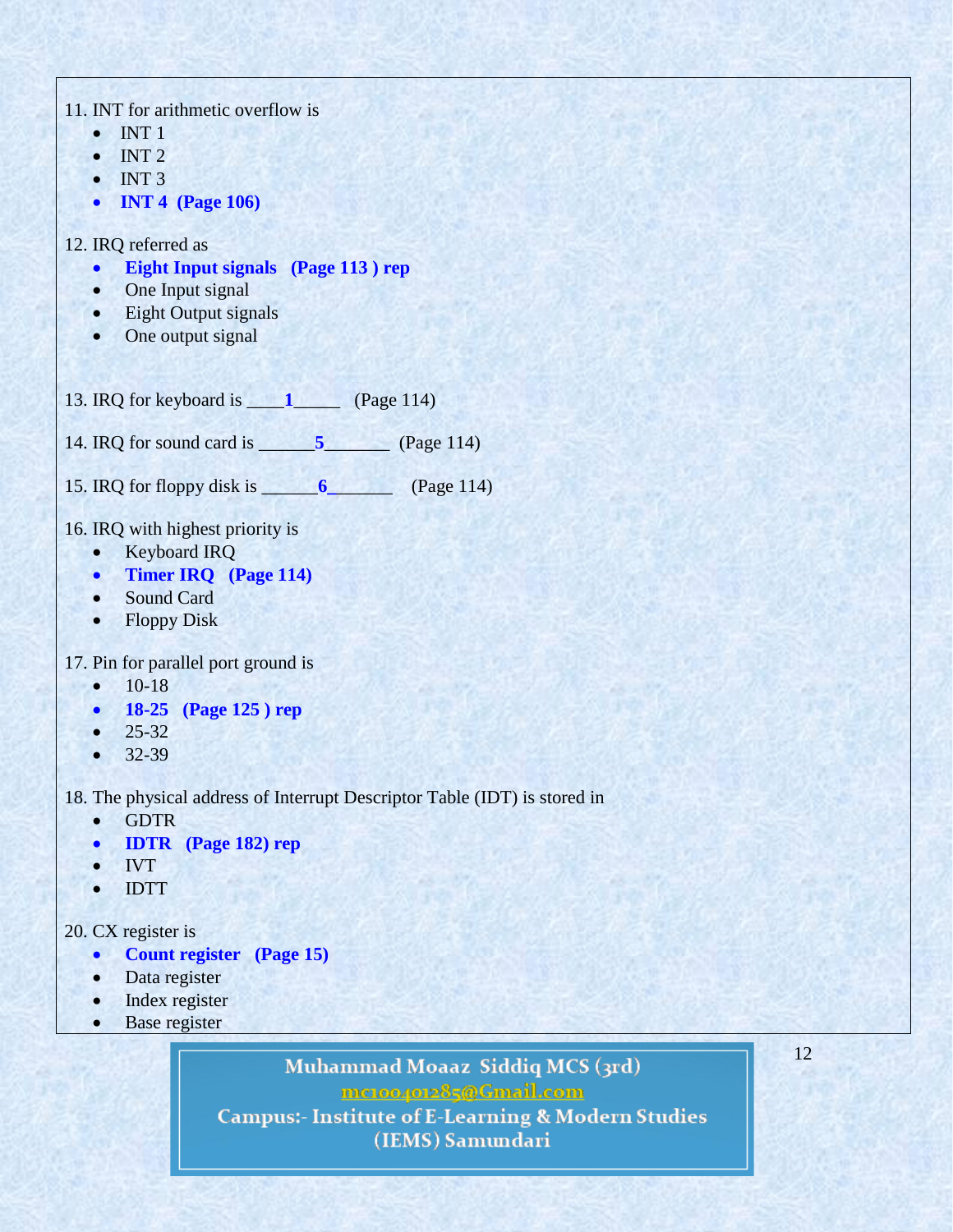11. INT for arithmetic overflow is

- INT 1
- INT 2
- INT 3
- **INT 4 (Page 106)**

12. IRQ referred as

- **Eight Input signals (Page 113 ) rep**
- One Input signal
- Eight Output signals
- One output signal

13. IRQ for keyboard is ____**1**_____ (Page 114)

14. IRQ for sound card is ______**5**_______ (Page 114)

15. IRQ for floppy disk is ______**6**_______ (Page 114)

16. IRQ with highest priority is

- Keyboard IRQ
- **Timer IRQ (Page 114)**
- Sound Card
- Floppy Disk

17. Pin for parallel port ground is

- 10-18
- **18-25 (Page 125 ) rep**
- 25-32
- 32-39

18. The physical address of Interrupt Descriptor Table (IDT) is stored in

- GDTR
- **IDTR (Page 182) rep**
- IVT
- IDTT

20. CX register is

- **Count register (Page 15)**
- Data register
- Index register
- Base register

Muhammad Moaaz Siddiq MCS (3rd)
mc100401285@Gmail.com
Campus:- Institute of E-Learning & Modern Studies (IEMS) Samundari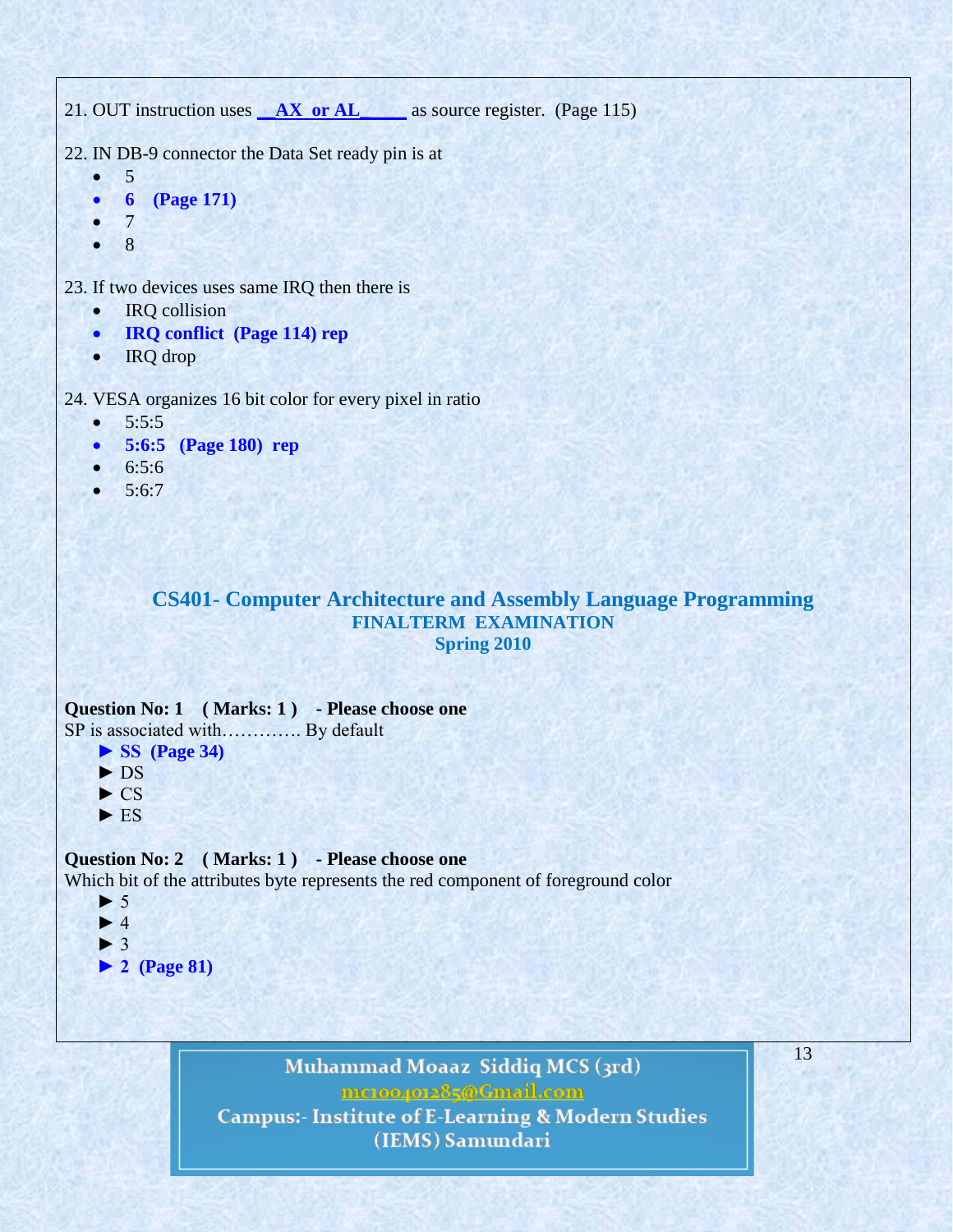21. OUT instruction uses **__AX or AL_____** as source register. (Page 115)

22. IN DB-9 connector the Data Set ready pin is at

- 5
- **6 (Page 171)**
- 7
- 8

23. If two devices uses same IRQ then there is

- IRQ collision
- **IRQ conflict (Page 114) rep**
- IRQ drop

24. VESA organizes 16 bit color for every pixel in ratio

- 5:5:5
- **5:6:5 (Page 180) rep**
- 6:5:6
- 5:6:7

## CS401- Computer Architecture and Assembly Language Programming

### FINALTERM EXAMINATION

### Spring 2010

**Question No: 1 ( Marks: 1 ) - Please choose one**

SP is associated with…………. By default

► **SS (Page 34)**
► DS
► CS
► ES

**Question No: 2 ( Marks: 1 ) - Please choose one**

Which bit of the attributes byte represents the red component of foreground color

► 5
► 4
► 3
► **2 (Page 81)**

Muhammad Moaaz Siddiq MCS (3rd)
mc100401285@Gmail.com
Campus:- Institute of E-Learning & Modern Studies (IEMS) Samundari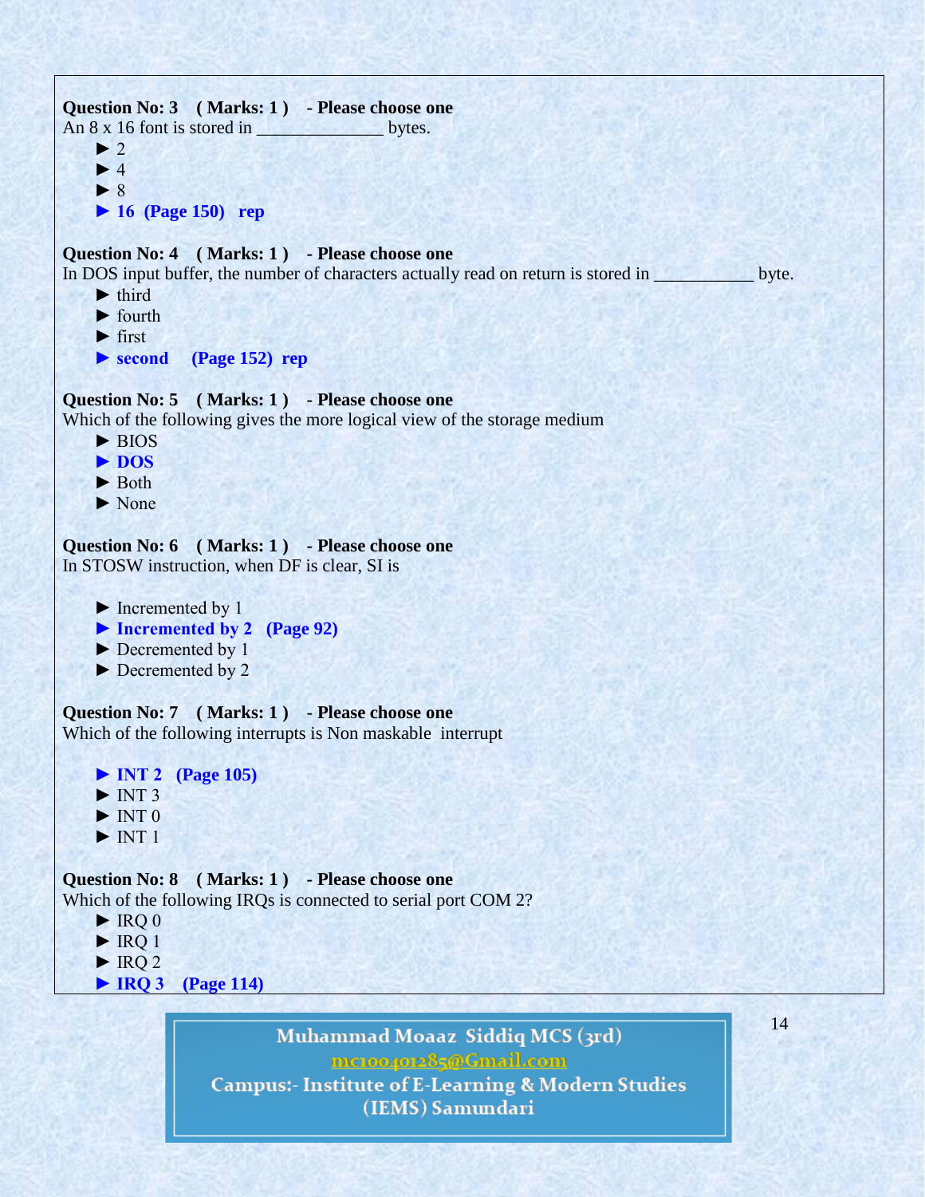**Question No: 3 ( Marks: 1 ) - Please choose one**

An 8 x 16 font is stored in _____________ bytes.

► 2
► 4
► 8
► **16 (Page 150) rep**

**Question No: 4 ( Marks: 1 ) - Please choose one**

In DOS input buffer, the number of characters actually read on return is stored in ___________ byte.

► third
► fourth
► first
► **second (Page 152) rep**

**Question No: 5 ( Marks: 1 ) - Please choose one**

Which of the following gives the more logical view of the storage medium

► BIOS
► **DOS**
► Both
► None

**Question No: 6 ( Marks: 1 ) - Please choose one**

In STOSW instruction, when DF is clear, SI is

► Incremented by 1
► **Incremented by 2 (Page 92)**
► Decremented by 1
► Decremented by 2

**Question No: 7 ( Marks: 1 ) - Please choose one**

Which of the following interrupts is Non maskable interrupt

► **INT 2 (Page 105)**
► INT 3
► INT 0
► INT 1

**Question No: 8 ( Marks: 1 ) - Please choose one**

Which of the following IRQs is connected to serial port COM 2?

► IRQ 0
► IRQ 1
► IRQ 2
► **IRQ 3 (Page 114)**

Muhammad Moaaz Siddiq MCS (3rd)
mc100401285@Gmail.com
Campus:- Institute of E-Learning & Modern Studies
(IEMS) Samundari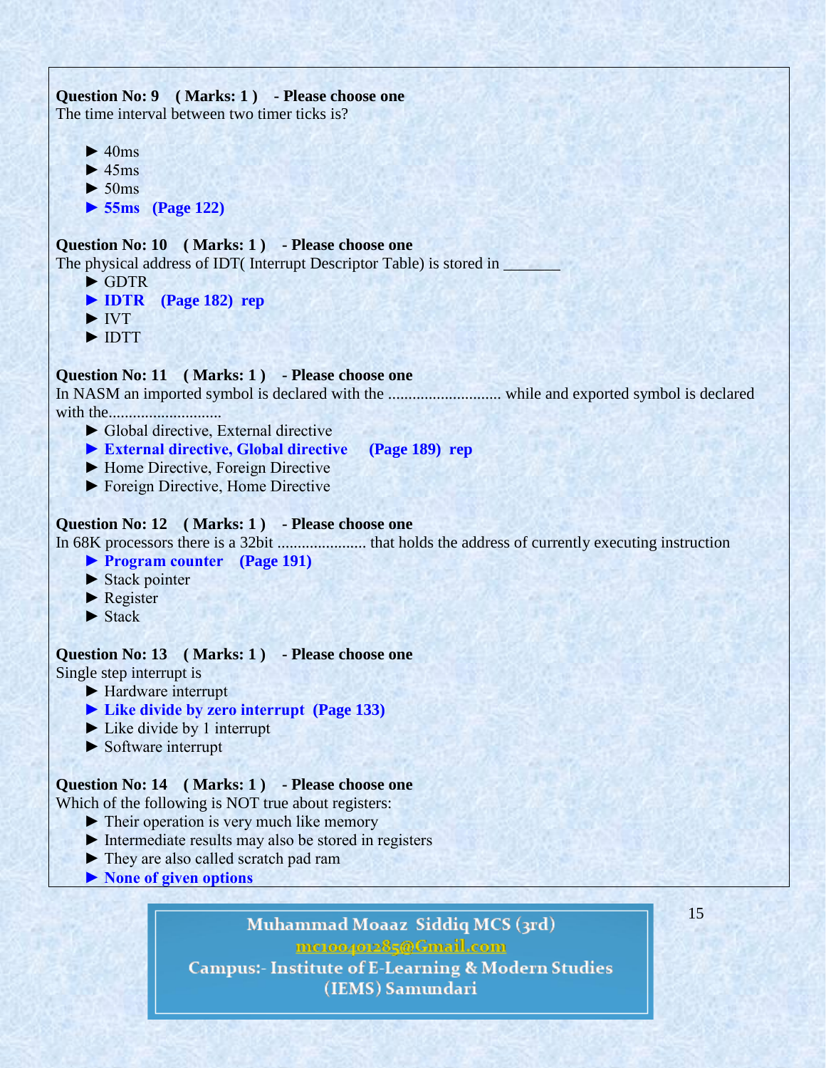**Question No: 9 ( Marks: 1 ) - Please choose one**
The time interval between two timer ticks is?

- ► 40ms
- ► 45ms
- ► 50ms
- ► **55ms (Page 122)**

**Question No: 10 ( Marks: 1 ) - Please choose one**
The physical address of IDT( Interrupt Descriptor Table) is stored in _______

- ► GDTR
- ► **IDTR (Page 182) rep**
- ► IVT
- ► IDTT

**Question No: 11 ( Marks: 1 ) - Please choose one**
In NASM an imported symbol is declared with the ........................... while and exported symbol is declared with the...........................

- ► Global directive, External directive
- ► **External directive, Global directive (Page 189) rep**
- ► Home Directive, Foreign Directive
- ► Foreign Directive, Home Directive

**Question No: 12 ( Marks: 1 ) - Please choose one**
In 68K processors there is a 32bit ...................... that holds the address of currently executing instruction

- ► **Program counter (Page 191)**
- ► Stack pointer
- ► Register
- ► Stack

**Question No: 13 ( Marks: 1 ) - Please choose one**
Single step interrupt is

- ► Hardware interrupt
- ► **Like divide by zero interrupt (Page 133)**
- ► Like divide by 1 interrupt
- ► Software interrupt

**Question No: 14 ( Marks: 1 ) - Please choose one**
Which of the following is NOT true about registers:

- ► Their operation is very much like memory
- ► Intermediate results may also be stored in registers
- ► They are also called scratch pad ram
- ► **None of given options**

Muhammad Moaaz Siddiq MCS (3rd)
mc100401285@Gmail.com
Campus:- Institute of E-Learning & Modern Studies
(IEMS) Samundari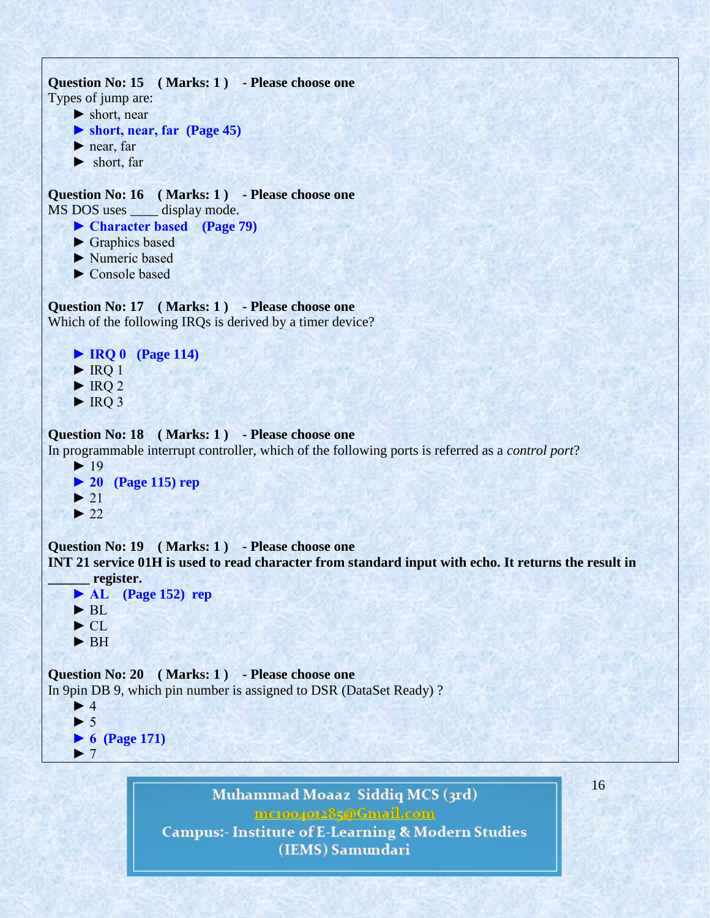**Question No: 15 ( Marks: 1 ) - Please choose one**

Types of jump are:

► short, near

► **short, near, far (Page 45)**

► near, far

► short, far

**Question No: 16 ( Marks: 1 ) - Please choose one**

MS DOS uses ____ display mode.

► **Character based (Page 79)**

► Graphics based

► Numeric based

► Console based

**Question No: 17 ( Marks: 1 ) - Please choose one**

Which of the following IRQs is derived by a timer device?

► **IRQ 0 (Page 114)**

► IRQ 1

► IRQ 2

► IRQ 3

**Question No: 18 ( Marks: 1 ) - Please choose one**

In programmable interrupt controller, which of the following ports is referred as a *control port*?

► 19

► **20 (Page 115) rep**

► 21

► 22

**Question No: 19 ( Marks: 1 ) - Please choose one**

**INT 21 service 01H is used to read character from standard input with echo. It returns the result in ______ register.**

► **AL (Page 152) rep**

► BL

► CL

► BH

**Question No: 20 ( Marks: 1 ) - Please choose one**

In 9pin DB 9, which pin number is assigned to DSR (DataSet Ready) ?

► 4

► 5

► **6 (Page 171)**

► 7

Muhammad Moaaz Siddiq MCS (3rd)
mc100401285@Gmail.com
Campus:- Institute of E-Learning & Modern Studies
(IEMS) Samundari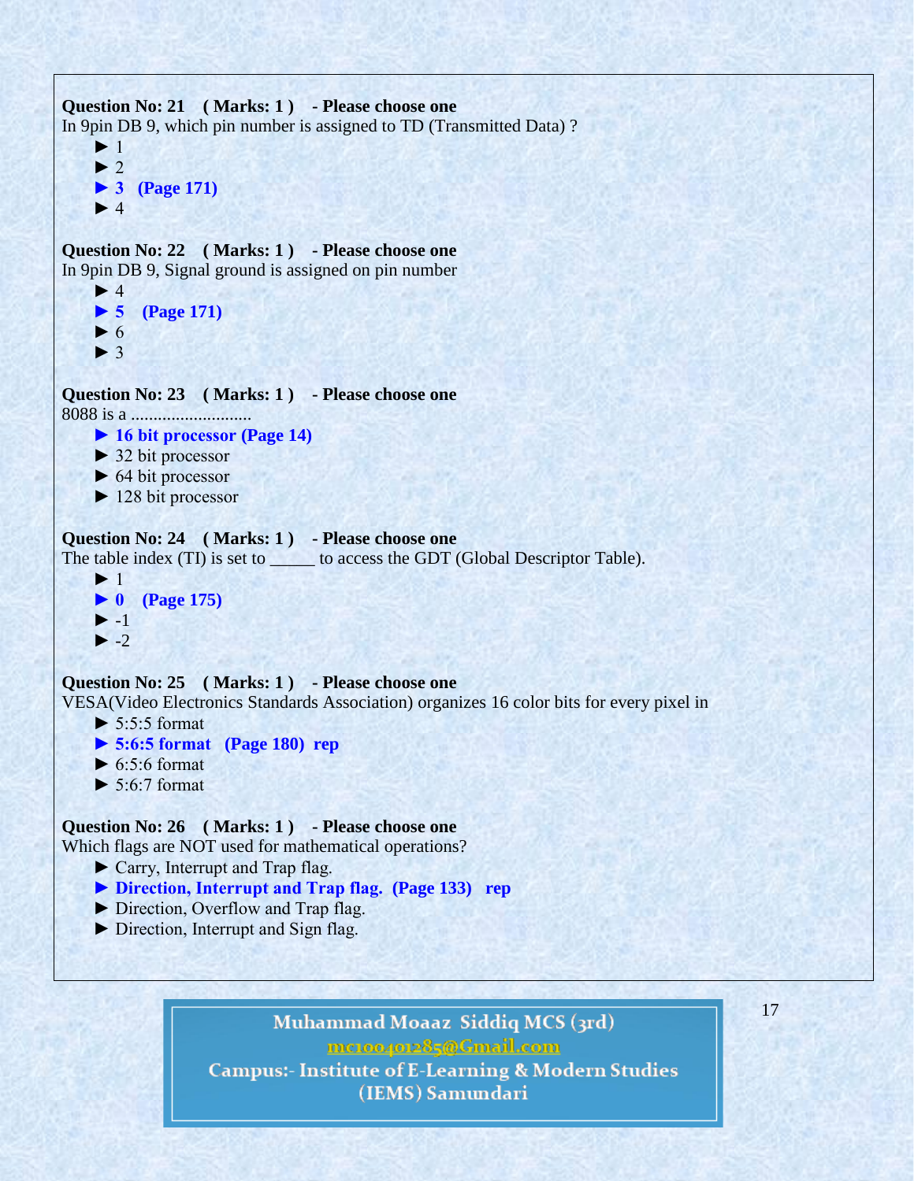**Question No: 21 ( Marks: 1 ) - Please choose one**
In 9pin DB 9, which pin number is assigned to TD (Transmitted Data) ?

► 1
► 2
► **3 (Page 171)**
► 4

**Question No: 22 ( Marks: 1 ) - Please choose one**
In 9pin DB 9, Signal ground is assigned on pin number

► 4
► **5 (Page 171)**
► 6
► 3

**Question No: 23 ( Marks: 1 ) - Please choose one**
8088 is a ..........................

► **16 bit processor (Page 14)**
► 32 bit processor
► 64 bit processor
► 128 bit processor

**Question No: 24 ( Marks: 1 ) - Please choose one**
The table index (TI) is set to _____ to access the GDT (Global Descriptor Table).

► 1
► **0 (Page 175)**
► -1
► -2

**Question No: 25 ( Marks: 1 ) - Please choose one**
VESA(Video Electronics Standards Association) organizes 16 color bits for every pixel in

► 5:5:5 format
► **5:6:5 format (Page 180) rep**
► 6:5:6 format
► 5:6:7 format

**Question No: 26 ( Marks: 1 ) - Please choose one**
Which flags are NOT used for mathematical operations?

► Carry, Interrupt and Trap flag.
► **Direction, Interrupt and Trap flag. (Page 133) rep**
► Direction, Overflow and Trap flag.
► Direction, Interrupt and Sign flag.

Muhammad Moaaz Siddiq MCS (3rd)
mc100401285@Gmail.com
Campus:- Institute of E-Learning & Modern Studies (IEMS) Samundari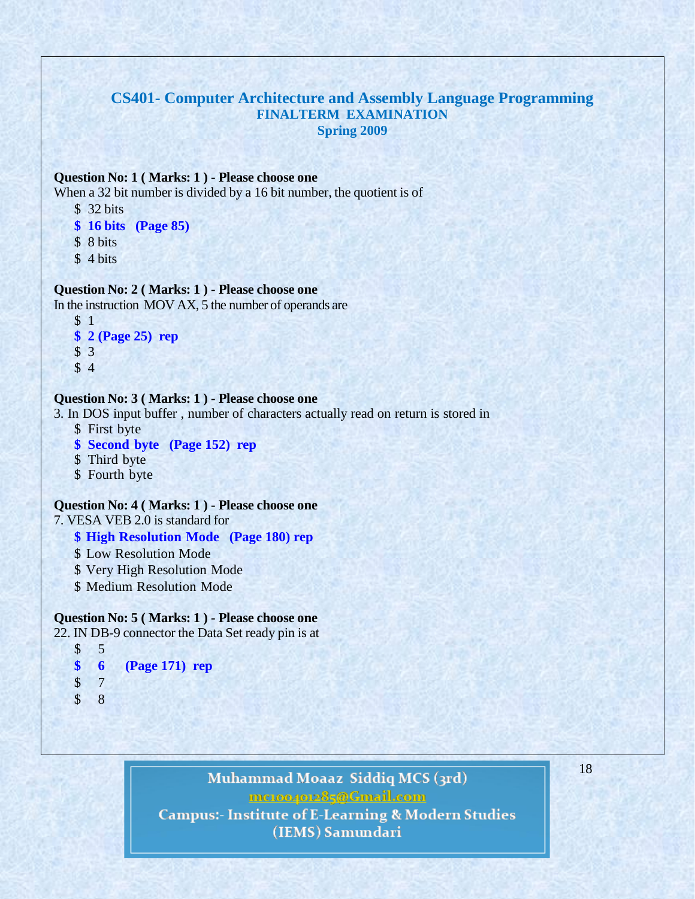## CS401- Computer Architecture and Assembly Language Programming

### FINALTERM EXAMINATION

### Spring 2009

**Question No: 1 ( Marks: 1 ) - Please choose one**

When a 32 bit number is divided by a 16 bit number, the quotient is of

- $ 32 bits
- **$ 16 bits (Page 85)**
- $ 8 bits
- $ 4 bits

**Question No: 2 ( Marks: 1 ) - Please choose one**

In the instruction MOV AX, 5 the number of operands are

- $ 1
- **$ 2 (Page 25) rep**
- $ 3
- $ 4

**Question No: 3 ( Marks: 1 ) - Please choose one**

3. In DOS input buffer , number of characters actually read on return is stored in

- $ First byte
- **$ Second byte (Page 152) rep**
- $ Third byte
- $ Fourth byte

**Question No: 4 ( Marks: 1 ) - Please choose one**

7. VESA VEB 2.0 is standard for

- **$ High Resolution Mode (Page 180) rep**
- $ Low Resolution Mode
- $ Very High Resolution Mode
- $ Medium Resolution Mode

**Question No: 5 ( Marks: 1 ) - Please choose one**

22. IN DB-9 connector the Data Set ready pin is at

- $ 5
- **$ 6 (Page 171) rep**
- $ 7
- $ 8

Muhammad Moaaz Siddiq MCS (3rd)
mc100401285@Gmail.com
Campus:- Institute of E-Learning & Modern Studies
(IEMS) Samundari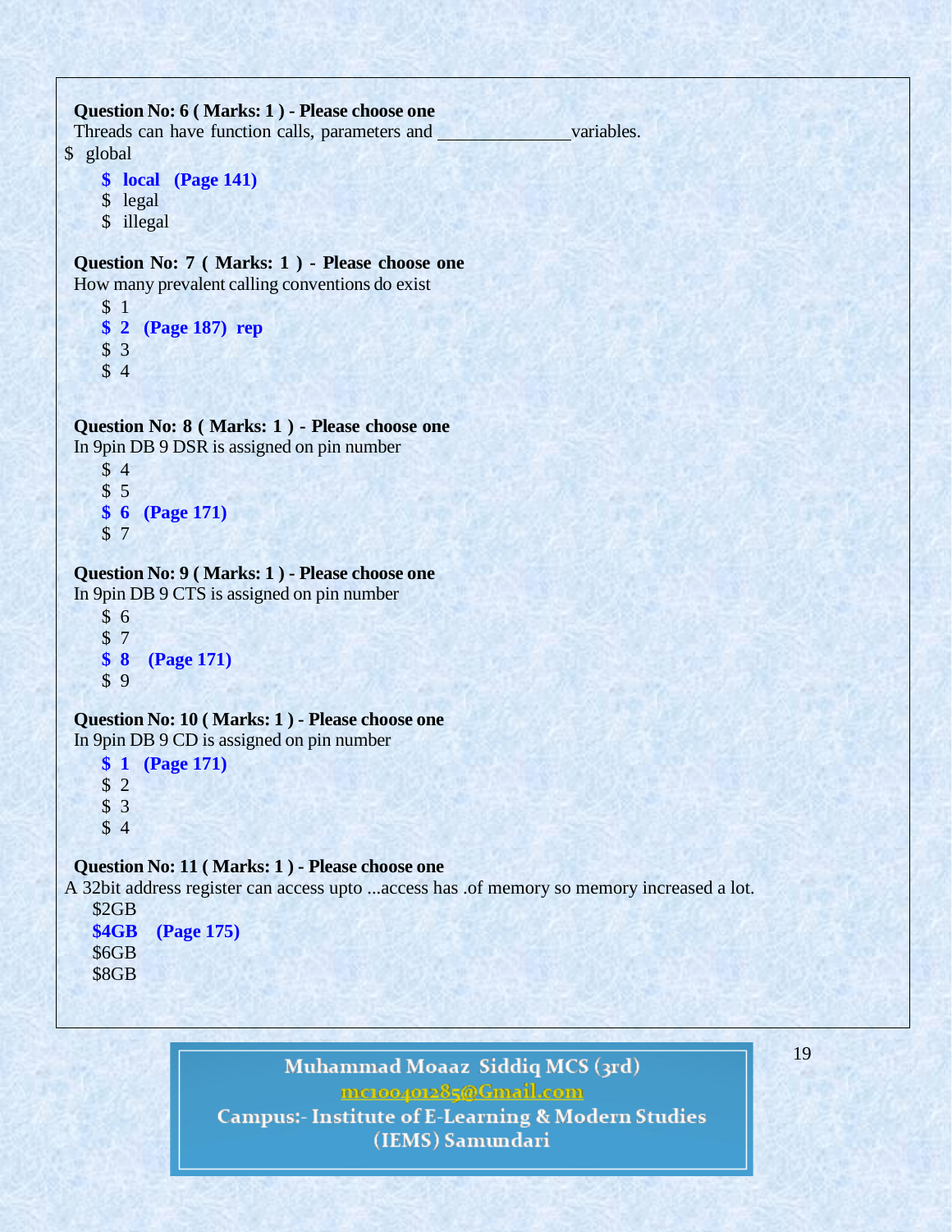**Question No: 6 ( Marks: 1 ) - Please choose one**

Threads can have function calls, parameters and ______________ variables.

$ global

- **$ local (Page 141)**
- $ legal
- $ illegal

**Question No: 7 ( Marks: 1 ) - Please choose one**

How many prevalent calling conventions do exist

- $ 1
- **$ 2 (Page 187) rep**
- $ 3
- $ 4

**Question No: 8 ( Marks: 1 ) - Please choose one**

In 9pin DB 9 DSR is assigned on pin number

- $ 4
- $ 5
- **$ 6 (Page 171)**
- $ 7

**Question No: 9 ( Marks: 1 ) - Please choose one**

In 9pin DB 9 CTS is assigned on pin number

- $ 6
- $ 7
- **$ 8 (Page 171)**
- $ 9

**Question No: 10 ( Marks: 1 ) - Please choose one**

In 9pin DB 9 CD is assigned on pin number

- **$ 1 (Page 171)**
- $ 2
- $ 3
- $ 4

**Question No: 11 ( Marks: 1 ) - Please choose one**

A 32bit address register can access upto ...access has .of memory so memory increased a lot.

- $2GB
- **$4GB (Page 175)**
- $6GB
- $8GB

Muhammad Moaaz Siddiq MCS (3rd)
mc100401285@Gmail.com
Campus:- Institute of E-Learning & Modern Studies
(IEMS) Samundari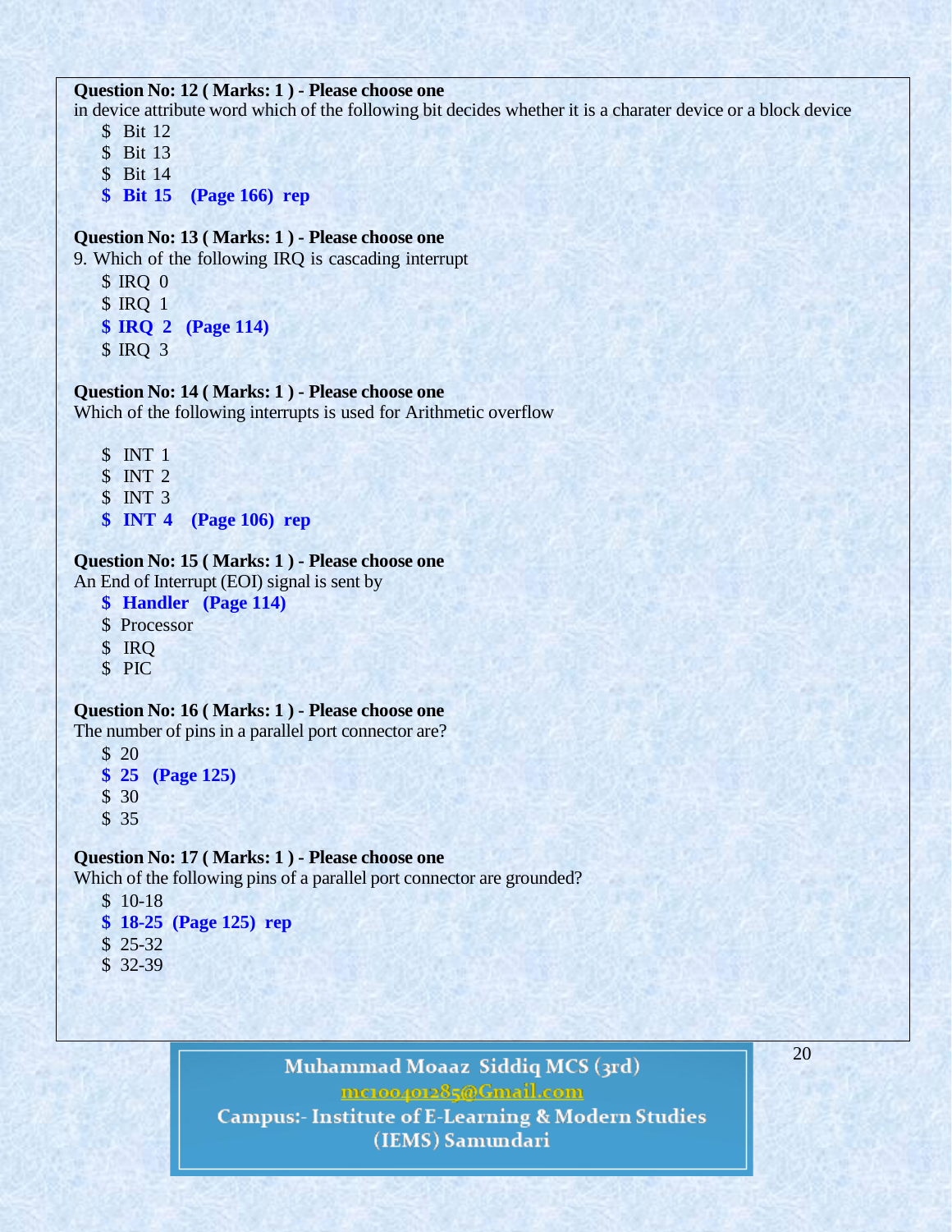**Question No: 12 ( Marks: 1 ) - Please choose one**

in device attribute word which of the following bit decides whether it is a charater device or a block device

- $ Bit 12
- $ Bit 13
- $ Bit 14
- **$ Bit 15 (Page 166) rep**

**Question No: 13 ( Marks: 1 ) - Please choose one**

9. Which of the following IRQ is cascading interrupt

- $ IRQ 0
- $ IRQ 1
- **$ IRQ 2 (Page 114)**
- $ IRQ 3

**Question No: 14 ( Marks: 1 ) - Please choose one**

Which of the following interrupts is used for Arithmetic overflow

- $ INT 1
- $ INT 2
- $ INT 3
- **$ INT 4 (Page 106) rep**

**Question No: 15 ( Marks: 1 ) - Please choose one**

An End of Interrupt (EOI) signal is sent by

- **$ Handler (Page 114)**
- $ Processor
- $ IRQ
- $ PIC

**Question No: 16 ( Marks: 1 ) - Please choose one**

The number of pins in a parallel port connector are?

- $ 20
- **$ 25 (Page 125)**
- $ 30
- $ 35

**Question No: 17 ( Marks: 1 ) - Please choose one**

Which of the following pins of a parallel port connector are grounded?

- $ 10-18
- **$ 18-25 (Page 125) rep**
- $ 25-32
- $ 32-39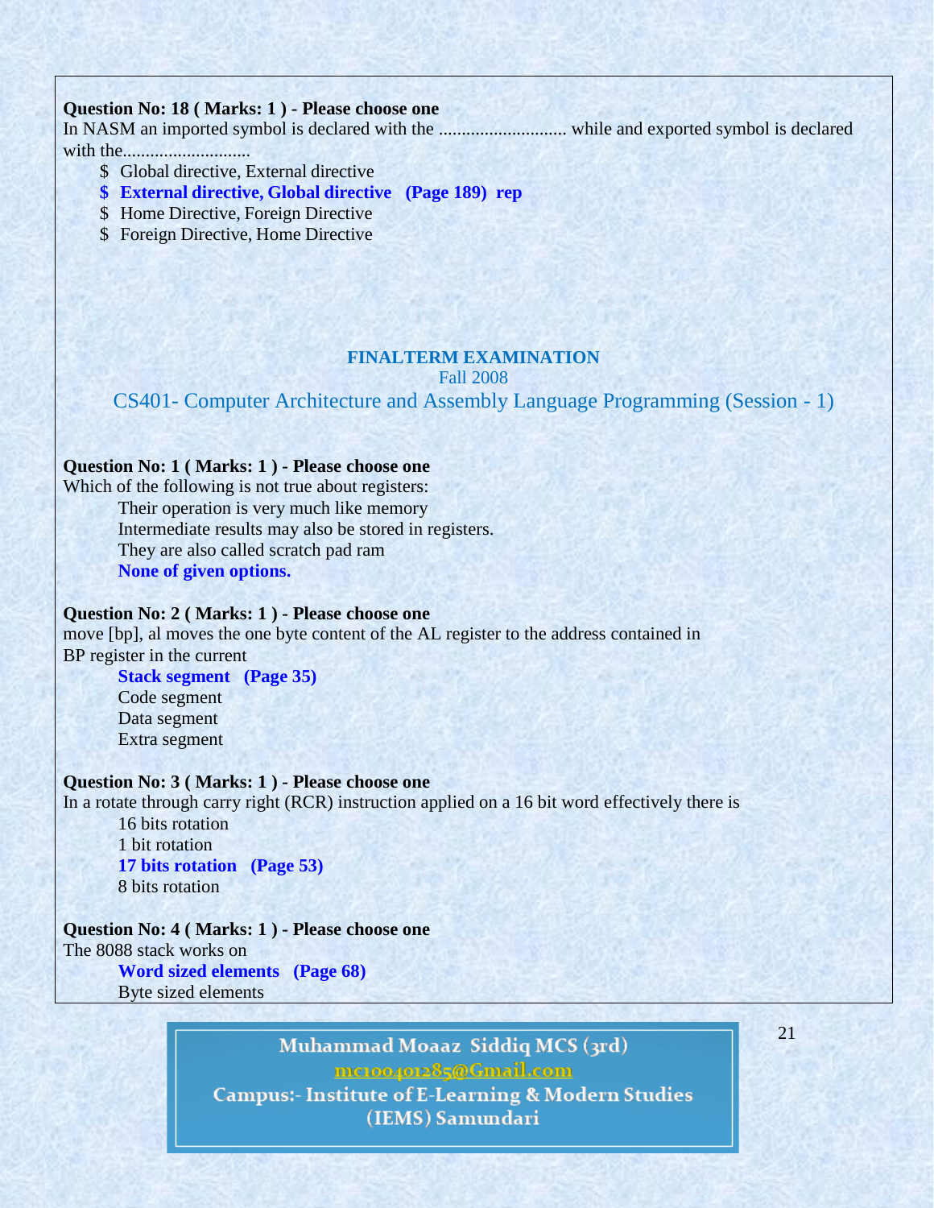**Question No: 18 ( Marks: 1 ) - Please choose one**

In NASM an imported symbol is declared with the ........................... while and exported symbol is declared with the...........................

- $ Global directive, External directive
- **$ External directive, Global directive (Page 189) rep**
- $ Home Directive, Foreign Directive
- $ Foreign Directive, Home Directive

## FINALTERM EXAMINATION

Fall 2008

CS401- Computer Architecture and Assembly Language Programming (Session - 1)

**Question No: 1 ( Marks: 1 ) - Please choose one**

Which of the following is not true about registers:

- Their operation is very much like memory
- Intermediate results may also be stored in registers.
- They are also called scratch pad ram
- **None of given options.**

**Question No: 2 ( Marks: 1 ) - Please choose one**

move [bp], al moves the one byte content of the AL register to the address contained in BP register in the current

- **Stack segment (Page 35)**
- Code segment
- Data segment
- Extra segment

**Question No: 3 ( Marks: 1 ) - Please choose one**

In a rotate through carry right (RCR) instruction applied on a 16 bit word effectively there is

- 16 bits rotation
- 1 bit rotation
- **17 bits rotation (Page 53)**
- 8 bits rotation

**Question No: 4 ( Marks: 1 ) - Please choose one**

The 8088 stack works on

- **Word sized elements (Page 68)**
- Byte sized elements

Muhammad Moaaz Siddiq MCS (3rd)
mc100401285@Gmail.com
Campus:- Institute of E-Learning & Modern Studies (IEMS) Samundari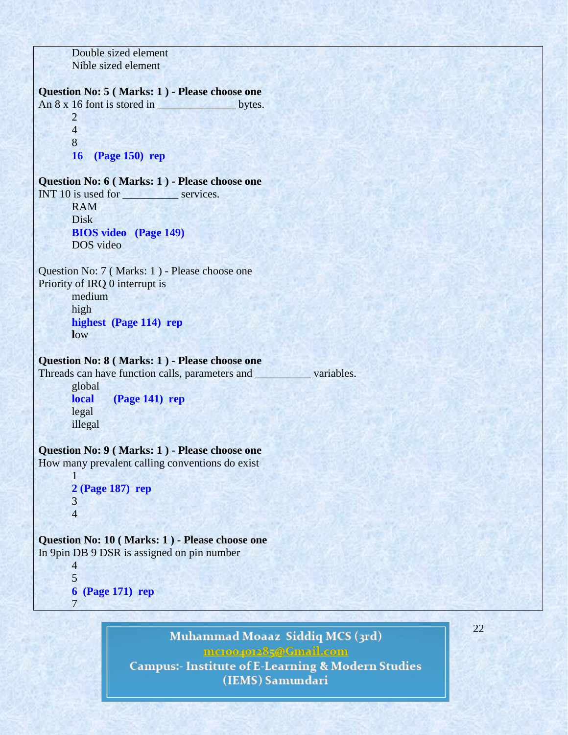Double sized element
Nible sized element

**Question No: 5 ( Marks: 1 ) - Please choose one**
An 8 x 16 font is stored in ______________ bytes.

- 2
- 4
- 8
- **16 (Page 150) rep**

**Question No: 6 ( Marks: 1 ) - Please choose one**
INT 10 is used for __________ services.

- RAM
- Disk
- **BIOS video (Page 149)**
- DOS video

Question No: 7 ( Marks: 1 ) - Please choose one
Priority of IRQ 0 interrupt is

- medium
- high
- **highest (Page 114) rep**
- **l**ow

**Question No: 8 ( Marks: 1 ) - Please choose one**
Threads can have function calls, parameters and __________ variables.

- global
- **local (Page 141) rep**
- legal
- illegal

**Question No: 9 ( Marks: 1 ) - Please choose one**
How many prevalent calling conventions do exist

- 1
- **2 (Page 187) rep**
- 3
- 4

**Question No: 10 ( Marks: 1 ) - Please choose one**
In 9pin DB 9 DSR is assigned on pin number

- 4
- 5
- **6 (Page 171) rep**
- 7

Muhammad Moaaz Siddiq MCS (3rd)
mc100401285@Gmail.com
Campus:- Institute of E-Learning & Modern Studies (IEMS) Samundari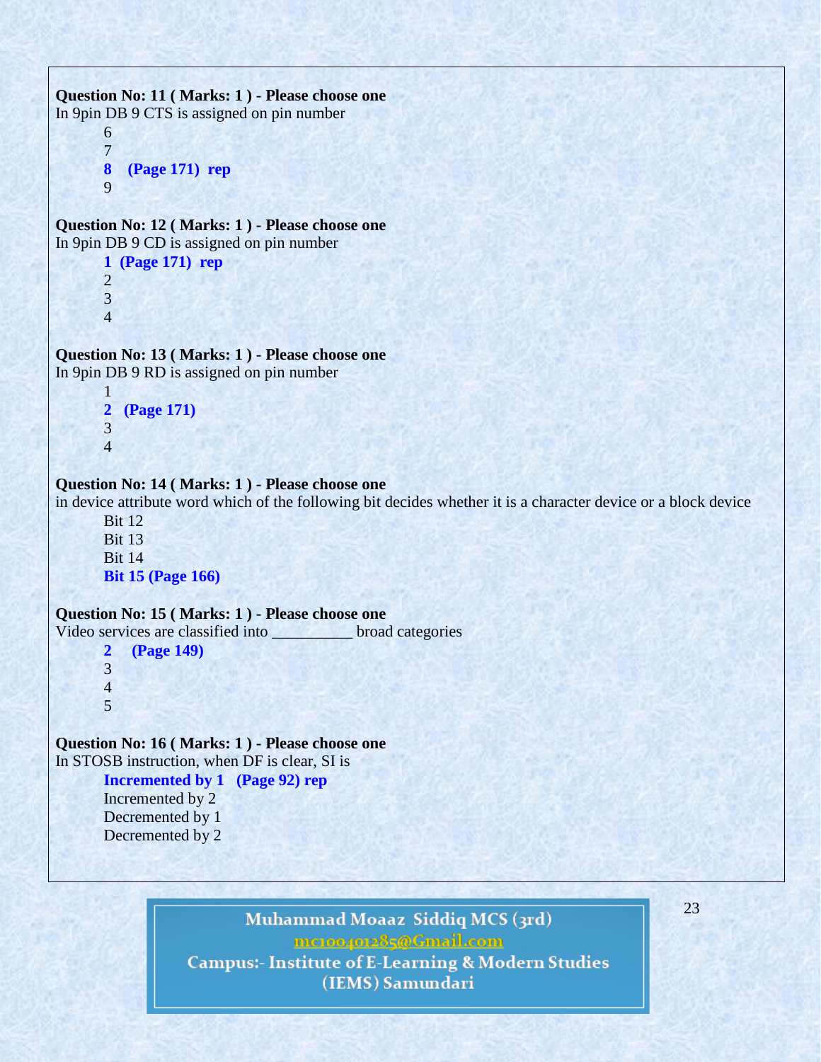**Question No: 11 ( Marks: 1 ) - Please choose one**
In 9pin DB 9 CTS is assigned on pin number

- 6
- 7
- **8 (Page 171) rep**
- 9

**Question No: 12 ( Marks: 1 ) - Please choose one**
In 9pin DB 9 CD is assigned on pin number

- **1 (Page 171) rep**
- 2
- 3
- 4

**Question No: 13 ( Marks: 1 ) - Please choose one**
In 9pin DB 9 RD is assigned on pin number

- 1
- **2 (Page 171)**
- 3
- 4

**Question No: 14 ( Marks: 1 ) - Please choose one**
in device attribute word which of the following bit decides whether it is a character device or a block device

- Bit 12
- Bit 13
- Bit 14
- **Bit 15 (Page 166)**

**Question No: 15 ( Marks: 1 ) - Please choose one**
Video services are classified into __________ broad categories

- **2 (Page 149)**
- 3
- 4
- 5

**Question No: 16 ( Marks: 1 ) - Please choose one**
In STOSB instruction, when DF is clear, SI is

- **Incremented by 1 (Page 92) rep**
- Incremented by 2
- Decremented by 1
- Decremented by 2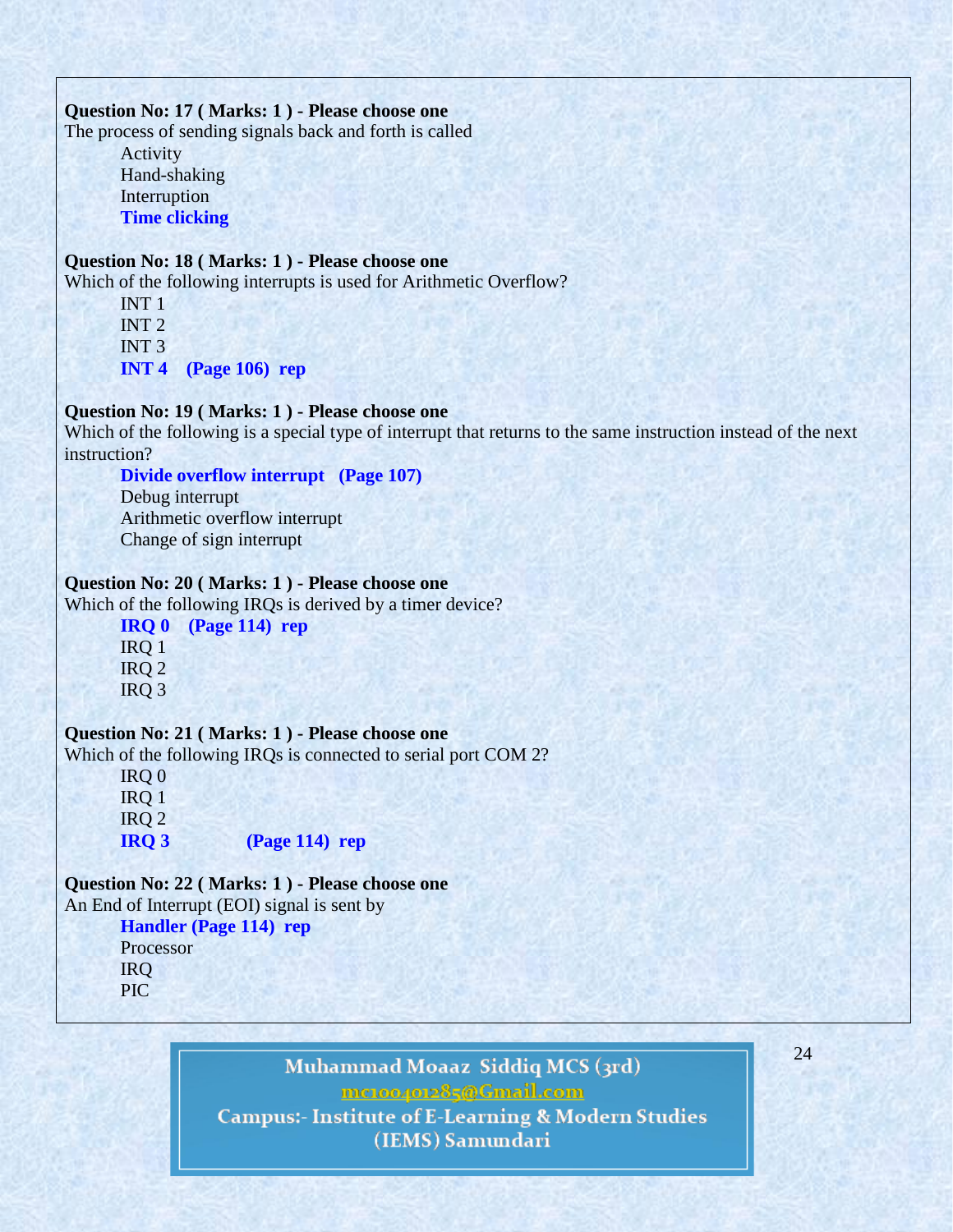**Question No: 17 ( Marks: 1 ) - Please choose one**

The process of sending signals back and forth is called

- Activity
- Hand-shaking
- Interruption
- **Time clicking**

**Question No: 18 ( Marks: 1 ) - Please choose one**

Which of the following interrupts is used for Arithmetic Overflow?

- INT 1
- INT 2
- INT 3
- **INT 4 (Page 106) rep**

**Question No: 19 ( Marks: 1 ) - Please choose one**

Which of the following is a special type of interrupt that returns to the same instruction instead of the next instruction?

- **Divide overflow interrupt (Page 107)**
- Debug interrupt
- Arithmetic overflow interrupt
- Change of sign interrupt

**Question No: 20 ( Marks: 1 ) - Please choose one**

Which of the following IRQs is derived by a timer device?

- **IRQ 0 (Page 114) rep**
- IRQ 1
- IRQ 2
- IRQ 3

**Question No: 21 ( Marks: 1 ) - Please choose one**

Which of the following IRQs is connected to serial port COM 2?

- IRQ 0
- IRQ 1
- IRQ 2
- **IRQ 3 (Page 114) rep**

**Question No: 22 ( Marks: 1 ) - Please choose one**

An End of Interrupt (EOI) signal is sent by

- **Handler (Page 114) rep**
- Processor
- IRQ
- PIC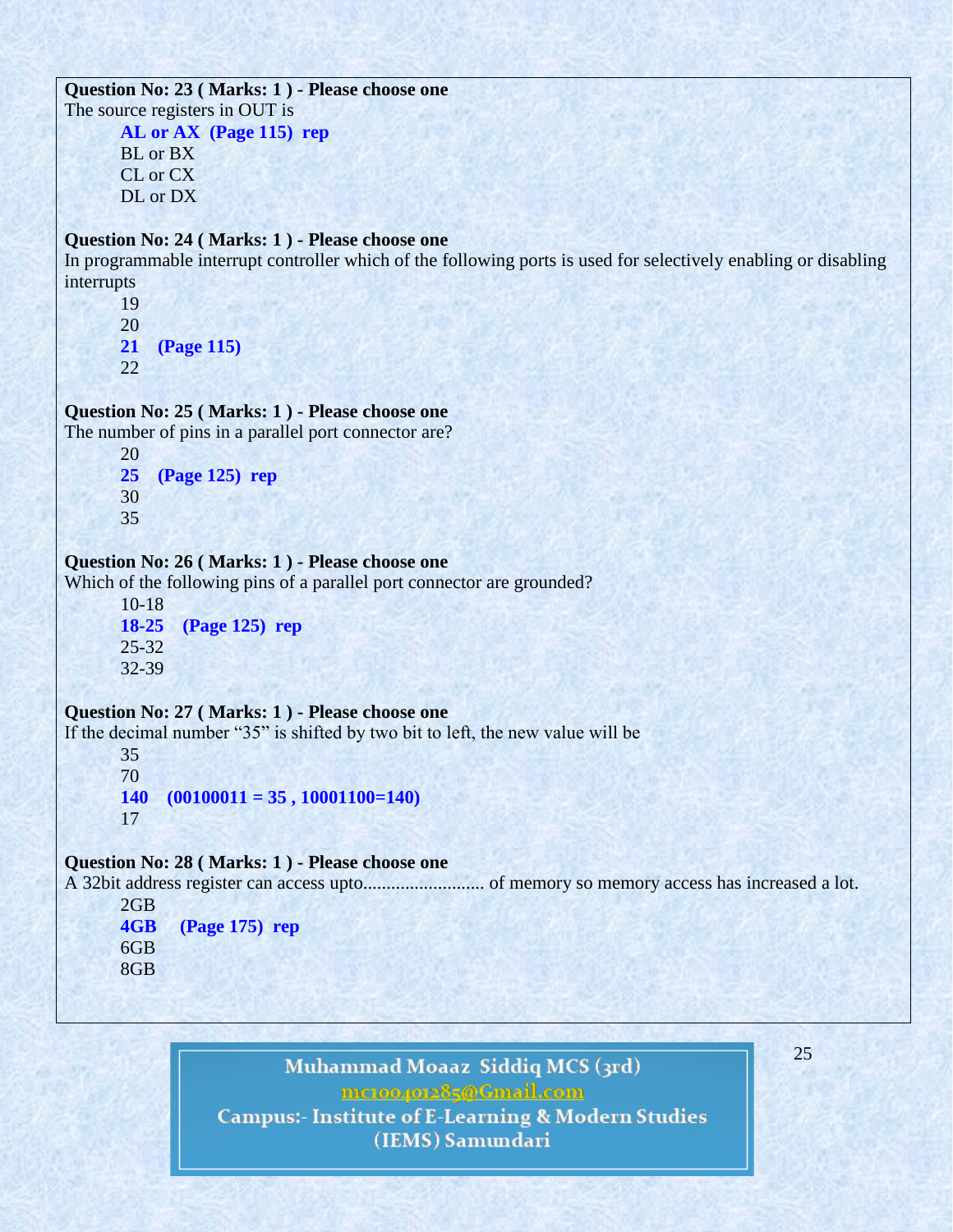**Question No: 23 ( Marks: 1 ) - Please choose one**

The source registers in OUT is

- **AL or AX (Page 115) rep**
- BL or BX
- CL or CX
- DL or DX

**Question No: 24 ( Marks: 1 ) - Please choose one**

In programmable interrupt controller which of the following ports is used for selectively enabling or disabling interrupts

- 19
- 20
- **21 (Page 115)**
- 22

**Question No: 25 ( Marks: 1 ) - Please choose one**

The number of pins in a parallel port connector are?

- 20
- **25 (Page 125) rep**
- 30
- 35

**Question No: 26 ( Marks: 1 ) - Please choose one**

Which of the following pins of a parallel port connector are grounded?

- 10-18
- **18-25 (Page 125) rep**
- 25-32
- 32-39

**Question No: 27 ( Marks: 1 ) - Please choose one**

If the decimal number "35" is shifted by two bit to left, the new value will be

- 35
- 70
- **140 (00100011 = 35 , 10001100=140)**
- 17

**Question No: 28 ( Marks: 1 ) - Please choose one**

A 32bit address register can access upto.......................... of memory so memory access has increased a lot.

- 2GB
- **4GB (Page 175) rep**
- 6GB
- 8GB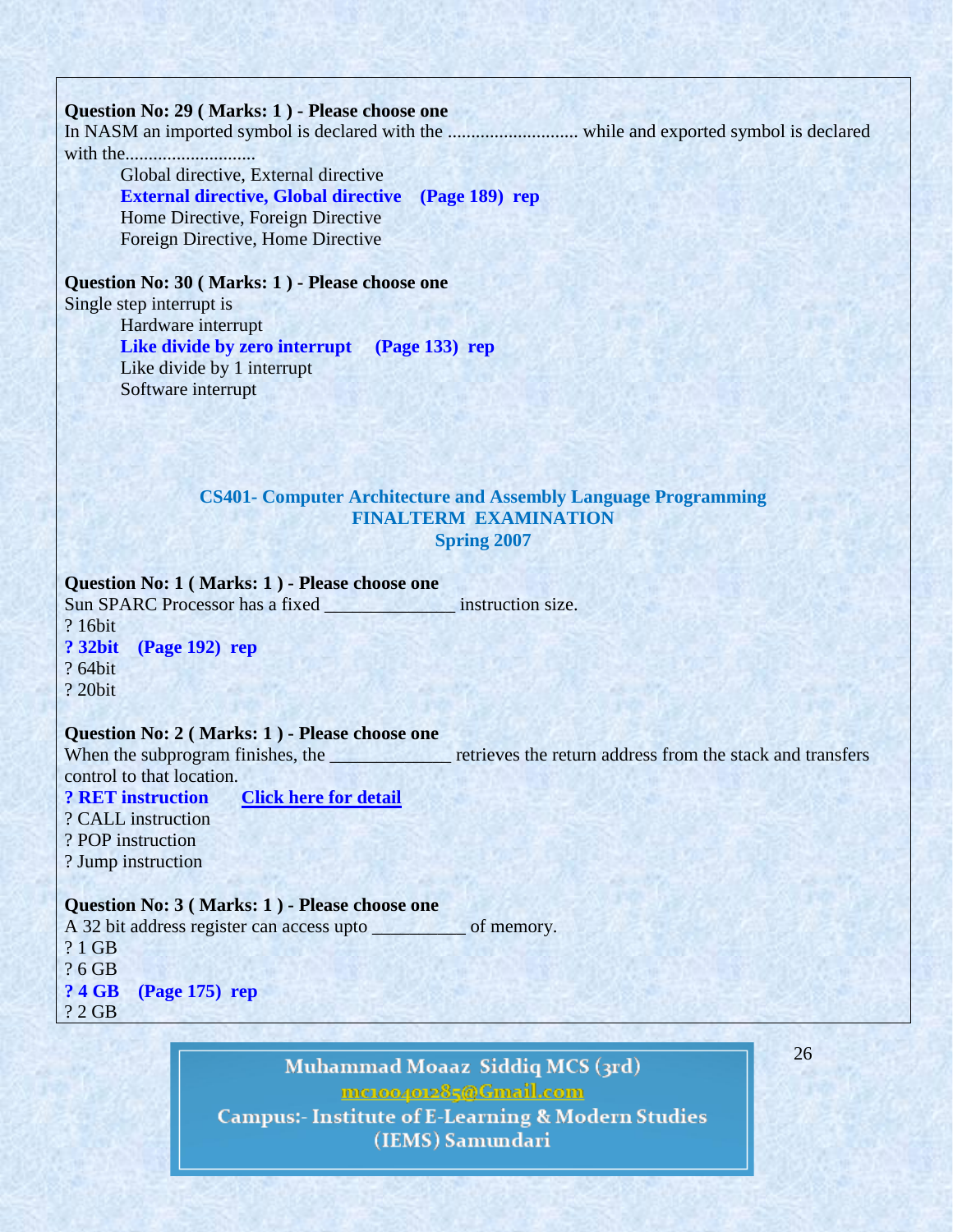**Question No: 29 ( Marks: 1 ) - Please choose one**

In NASM an imported symbol is declared with the ........................... while and exported symbol is declared with the...........................

Global directive, External directive

**External directive, Global directive (Page 189) rep**

Home Directive, Foreign Directive

Foreign Directive, Home Directive

**Question No: 30 ( Marks: 1 ) - Please choose one**

Single step interrupt is

Hardware interrupt

**Like divide by zero interrupt (Page 133) rep**

Like divide by 1 interrupt

Software interrupt

## CS401- Computer Architecture and Assembly Language Programming
## FINALTERM EXAMINATION
## Spring 2007

**Question No: 1 ( Marks: 1 ) - Please choose one**

Sun SPARC Processor has a fixed ______________ instruction size.

? 16bit

**? 32bit (Page 192) rep**

? 64bit

? 20bit

**Question No: 2 ( Marks: 1 ) - Please choose one**

When the subprogram finishes, the _____________ retrieves the return address from the stack and transfers control to that location.

**? RET instruction** Click here for detail

? CALL instruction

? POP instruction

? Jump instruction

**Question No: 3 ( Marks: 1 ) - Please choose one**

A 32 bit address register can access upto __________ of memory.

? 1 GB

? 6 GB

**? 4 GB (Page 175) rep**

? 2 GB

Muhammad Moaaz Siddiq MCS (3rd)
mc100401285@Gmail.com
Campus:- Institute of E-Learning & Modern Studies (IEMS) Samundari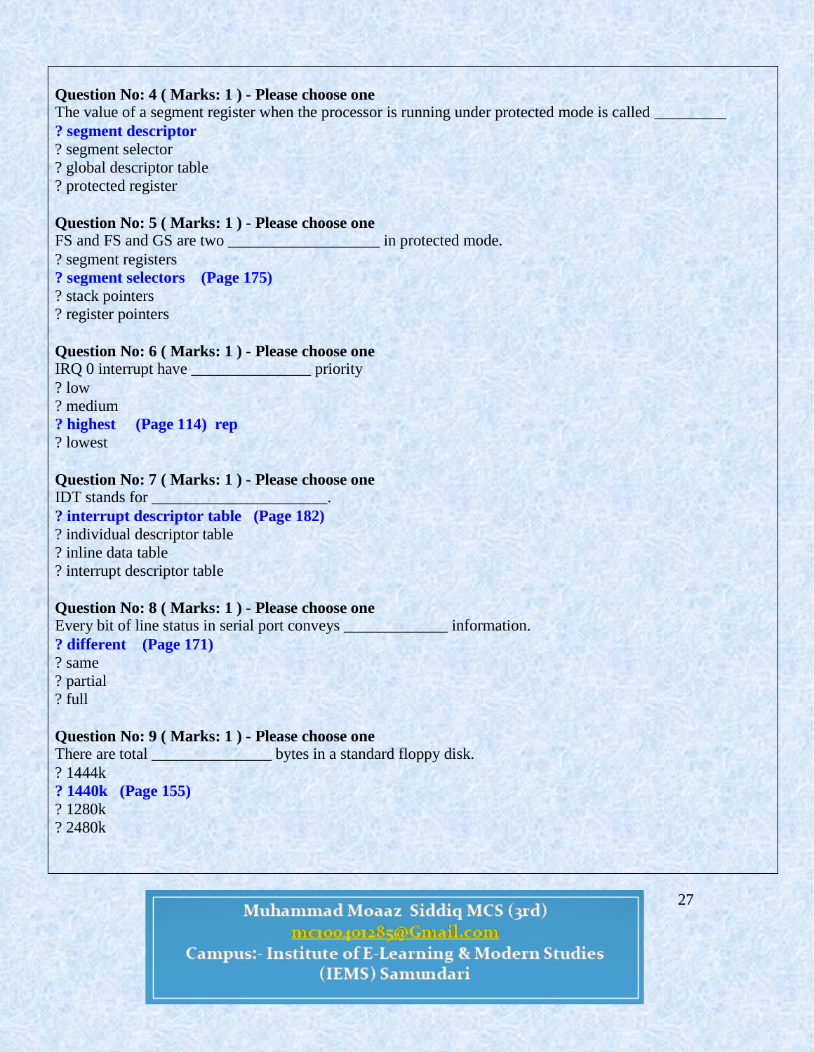**Question No: 4 ( Marks: 1 ) - Please choose one**

The value of a segment register when the processor is running under protected mode is called _________

**? segment descriptor**

? segment selector

? global descriptor table

? protected register

**Question No: 5 ( Marks: 1 ) - Please choose one**

FS and FS and GS are two ___________________ in protected mode.

? segment registers

**? segment selectors (Page 175)**

? stack pointers

? register pointers

**Question No: 6 ( Marks: 1 ) - Please choose one**

IRQ 0 interrupt have _______________ priority

? low

? medium

**? highest (Page 114) rep**

? lowest

**Question No: 7 ( Marks: 1 ) - Please choose one**

IDT stands for ______________________.

**? interrupt descriptor table (Page 182)**

? individual descriptor table

? inline data table

? interrupt descriptor table

**Question No: 8 ( Marks: 1 ) - Please choose one**

Every bit of line status in serial port conveys _____________ information.

**? different (Page 171)**

? same

? partial

? full

**Question No: 9 ( Marks: 1 ) - Please choose one**

There are total _______________ bytes in a standard floppy disk.

? 1444k

**? 1440k (Page 155)**

? 1280k

? 2480k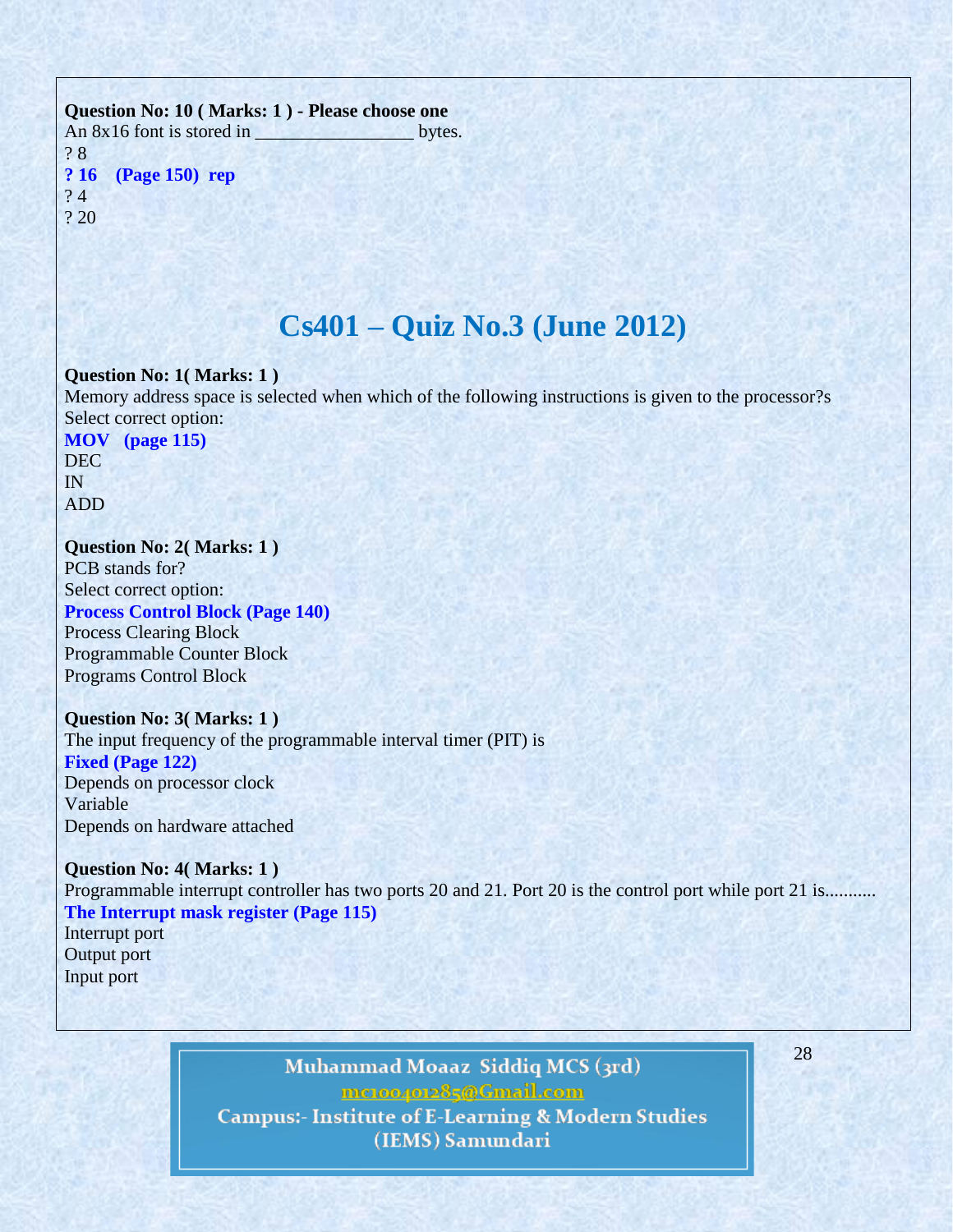**Question No: 10 ( Marks: 1 ) - Please choose one**
An 8x16 font is stored in ________________ bytes.
? 8
**? 16 (Page 150) rep**
? 4
? 20

# Cs401 – Quiz No.3 (June 2012)

**Question No: 1( Marks: 1 )**
Memory address space is selected when which of the following instructions is given to the processor?s
Select correct option:
**MOV (page 115)**
DEC
IN
ADD

**Question No: 2( Marks: 1 )**
PCB stands for?
Select correct option:
**Process Control Block (Page 140)**
Process Clearing Block
Programmable Counter Block
Programs Control Block

**Question No: 3( Marks: 1 )**
The input frequency of the programmable interval timer (PIT) is
**Fixed (Page 122)**
Depends on processor clock
Variable
Depends on hardware attached

**Question No: 4( Marks: 1 )**
Programmable interrupt controller has two ports 20 and 21. Port 20 is the control port while port 21 is...........
**The Interrupt mask register (Page 115)**
Interrupt port
Output port
Input port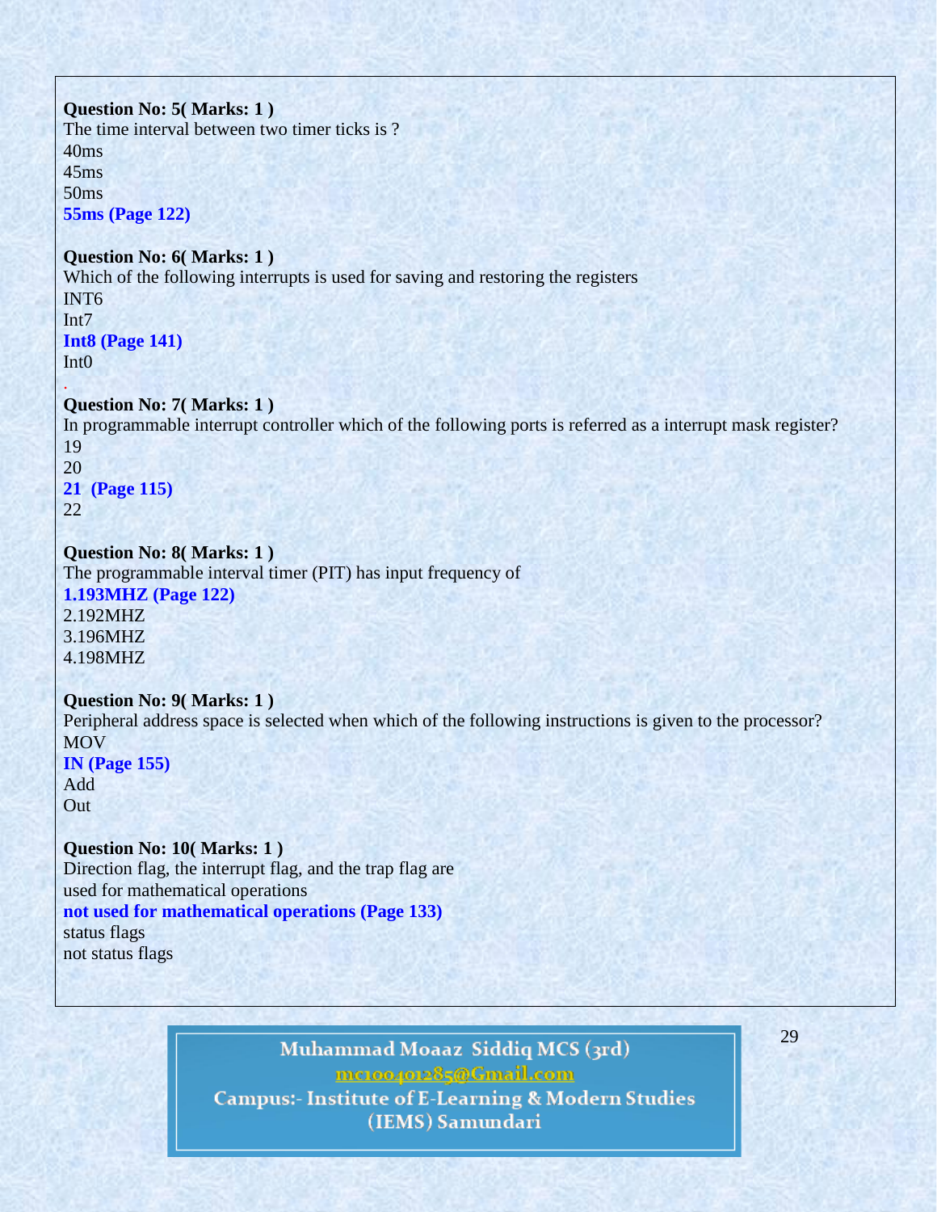**Question No: 5( Marks: 1 )**
The time interval between two timer ticks is ?
40ms
45ms
50ms
**55ms (Page 122)**

**Question No: 6( Marks: 1 )**
Which of the following interrupts is used for saving and restoring the registers
INT6
Int7
**Int8 (Page 141)**
Int0

**Question No: 7( Marks: 1 )**
In programmable interrupt controller which of the following ports is referred as a interrupt mask register?
19
20
**21 (Page 115)**
22

**Question No: 8( Marks: 1 )**
The programmable interval timer (PIT) has input frequency of
**1.193MHZ (Page 122)**
2.192MHZ
3.196MHZ
4.198MHZ

**Question No: 9( Marks: 1 )**
Peripheral address space is selected when which of the following instructions is given to the processor?
MOV
**IN (Page 155)**
Add
Out

**Question No: 10( Marks: 1 )**
Direction flag, the interrupt flag, and the trap flag are
used for mathematical operations
**not used for mathematical operations (Page 133)**
status flags
not status flags

Muhammad Moaaz Siddiq MCS (3rd)
mc100401285@Gmail.com
Campus:- Institute of E-Learning & Modern Studies
(IEMS) Samundari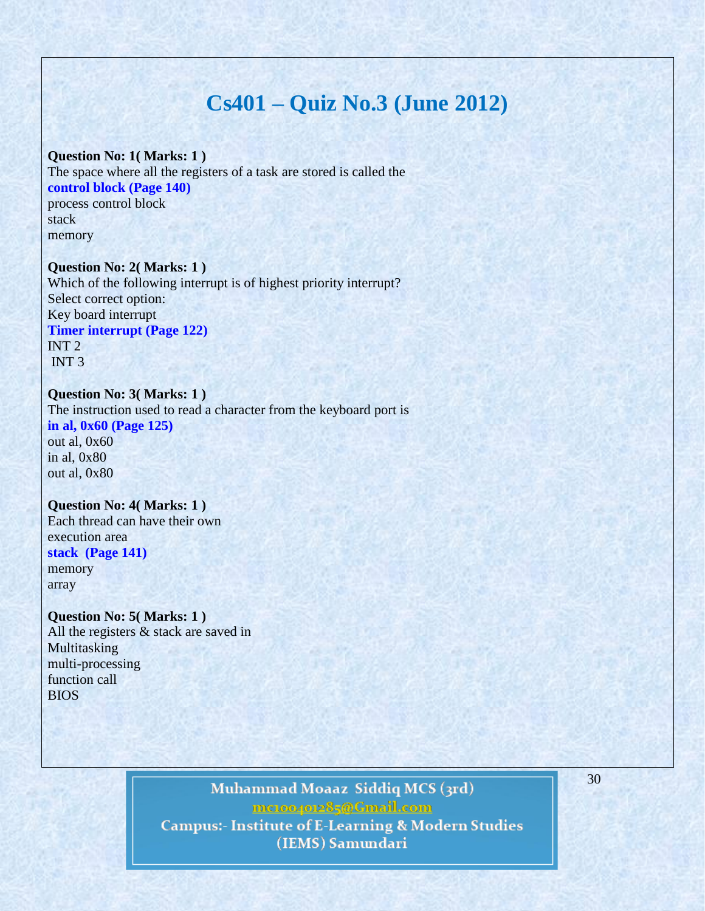# Cs401 – Quiz No.3 (June 2012)

**Question No: 1( Marks: 1 )**
The space where all the registers of a task are stored is called the
**control block (Page 140)**
process control block
stack
memory

**Question No: 2( Marks: 1 )**
Which of the following interrupt is of highest priority interrupt?
Select correct option:
Key board interrupt
**Timer interrupt (Page 122)**
INT 2
INT 3

**Question No: 3( Marks: 1 )**
The instruction used to read a character from the keyboard port is
**in al, 0x60 (Page 125)**
out al, 0x60
in al, 0x80
out al, 0x80

**Question No: 4( Marks: 1 )**
Each thread can have their own
execution area
**stack (Page 141)**
memory
array

**Question No: 5( Marks: 1 )**
All the registers & stack are saved in
Multitasking
multi-processing
function call
BIOS

Muhammad Moaaz Siddiq MCS (3rd)
mc100401285@Gmail.com
Campus:- Institute of E-Learning & Modern Studies (IEMS) Samundari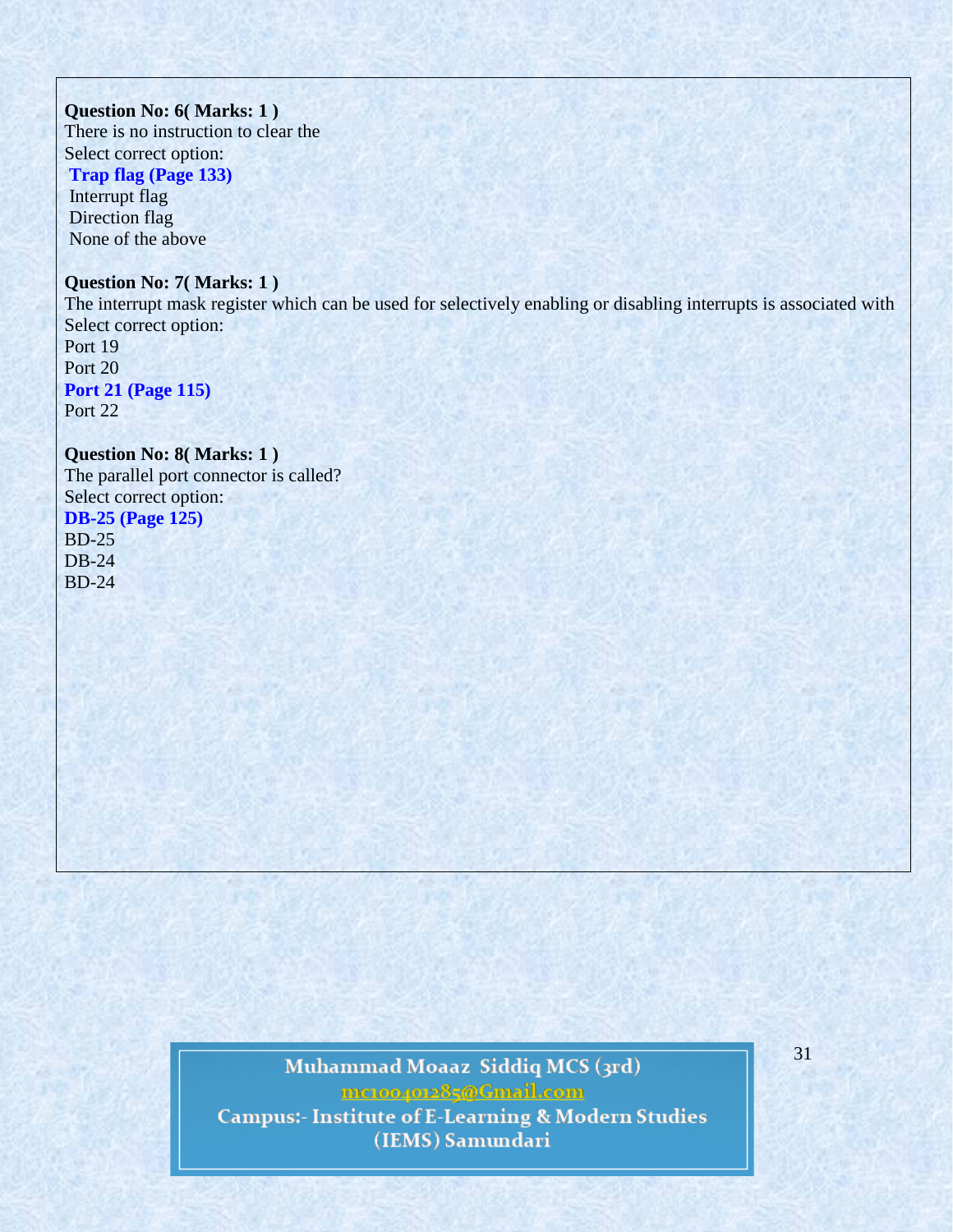**Question No: 6( Marks: 1 )**
There is no instruction to clear the
Select correct option:
**Trap flag (Page 133)**
Interrupt flag
Direction flag
None of the above

**Question No: 7( Marks: 1 )**
The interrupt mask register which can be used for selectively enabling or disabling interrupts is associated with
Select correct option:
Port 19
Port 20
**Port 21 (Page 115)**
Port 22

**Question No: 8( Marks: 1 )**
The parallel port connector is called?
Select correct option:
**DB-25 (Page 125)**
BD-25
DB-24
BD-24

Muhammad Moaaz Siddiq MCS (3rd)
mc100401285@Gmail.com
Campus:- Institute of E-Learning & Modern Studies (IEMS) Samundari